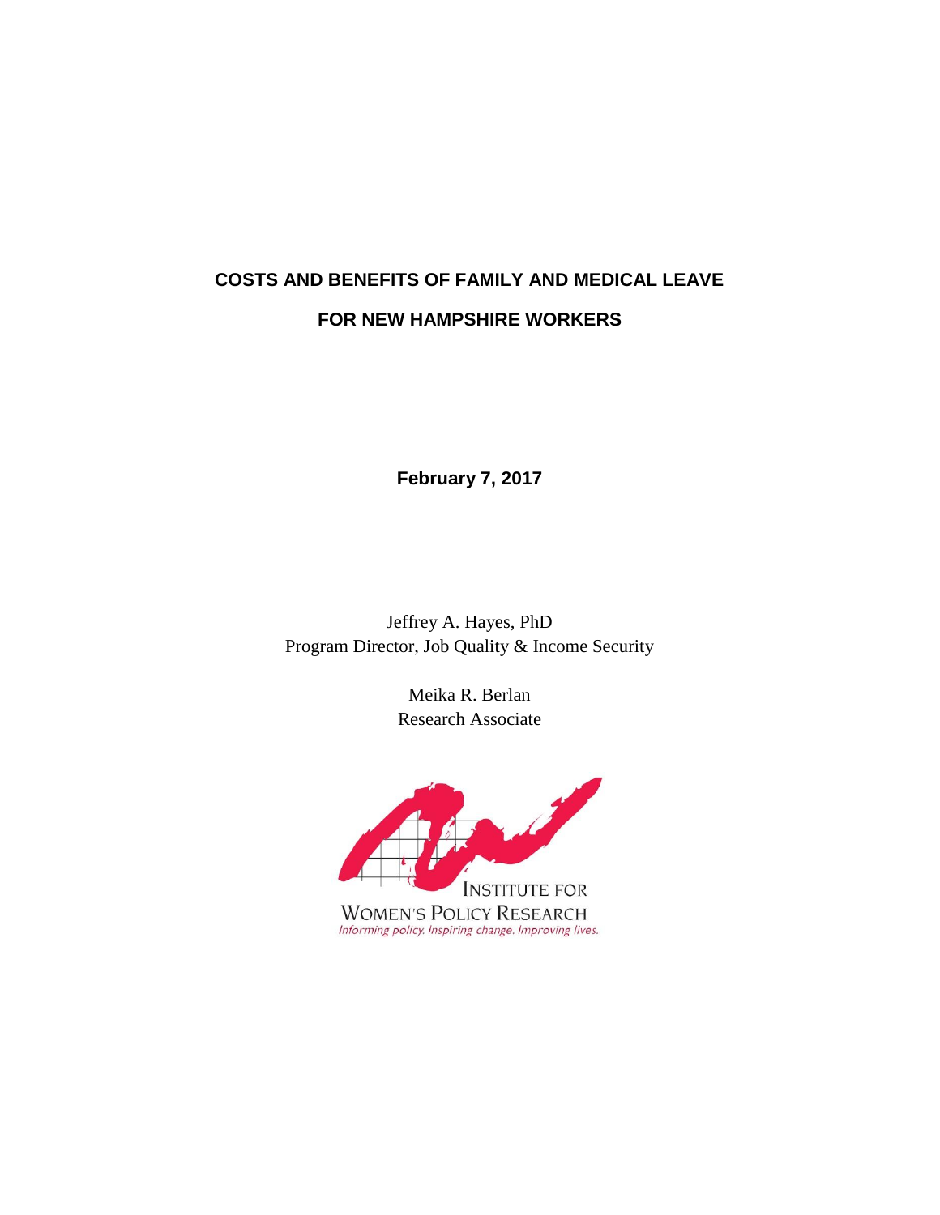# COSTS AND BENEFITS OF FAMILY AND MEDICAL LEAVE FOR NEW HAMPSHIRE WORKERS

**February 7, 2017**

Jeffrey A. Hayes, PhD
Program Director, Job Quality & Income Security

Meika R. Berlan
Research Associate

INSTITUTE FOR
WOMEN'S POLICY RESEARCH
*Informing policy. Inspiring change. Improving lives.*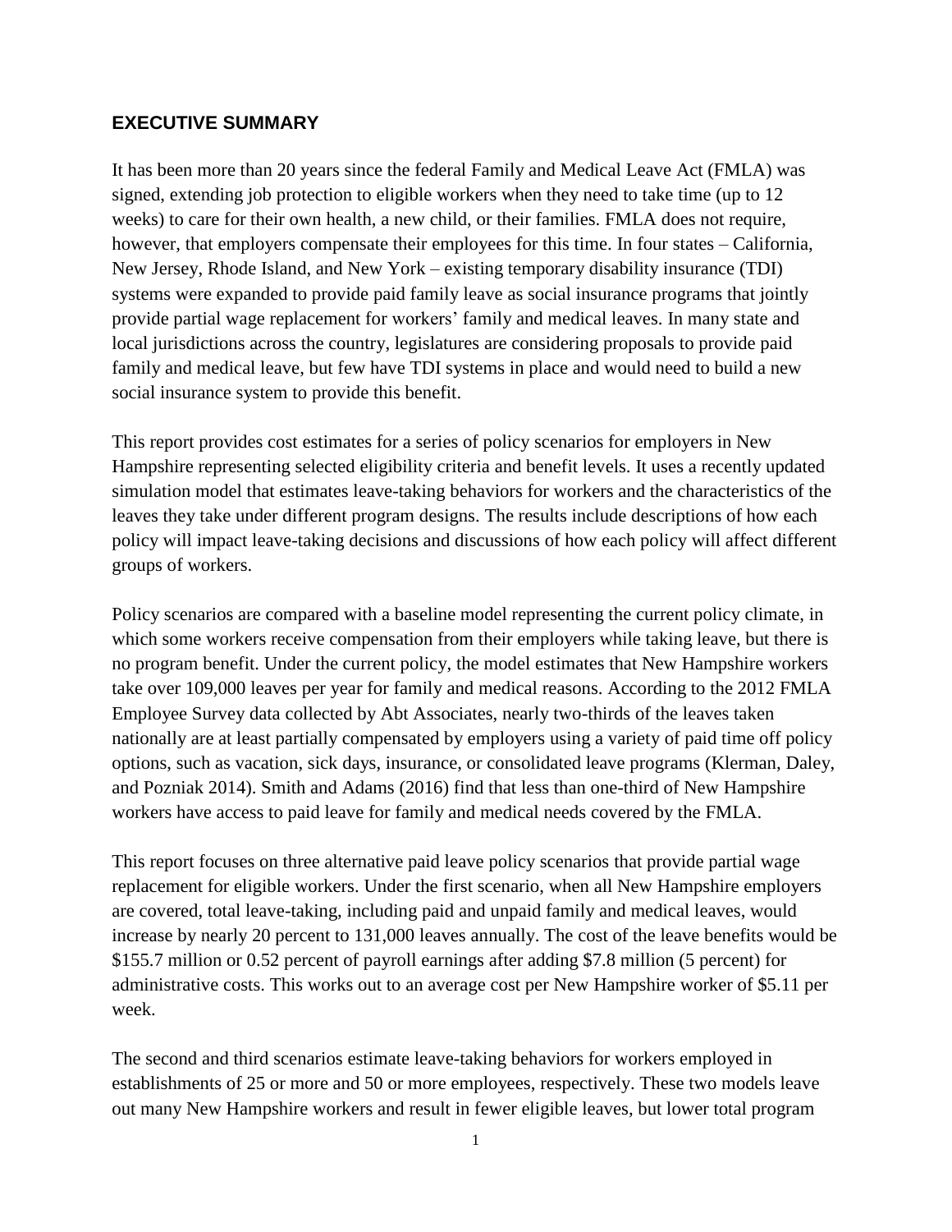## EXECUTIVE SUMMARY

It has been more than 20 years since the federal Family and Medical Leave Act (FMLA) was signed, extending job protection to eligible workers when they need to take time (up to 12 weeks) to care for their own health, a new child, or their families. FMLA does not require, however, that employers compensate their employees for this time. In four states – California, New Jersey, Rhode Island, and New York – existing temporary disability insurance (TDI) systems were expanded to provide paid family leave as social insurance programs that jointly provide partial wage replacement for workers' family and medical leaves. In many state and local jurisdictions across the country, legislatures are considering proposals to provide paid family and medical leave, but few have TDI systems in place and would need to build a new social insurance system to provide this benefit.

This report provides cost estimates for a series of policy scenarios for employers in New Hampshire representing selected eligibility criteria and benefit levels. It uses a recently updated simulation model that estimates leave-taking behaviors for workers and the characteristics of the leaves they take under different program designs. The results include descriptions of how each policy will impact leave-taking decisions and discussions of how each policy will affect different groups of workers.

Policy scenarios are compared with a baseline model representing the current policy climate, in which some workers receive compensation from their employers while taking leave, but there is no program benefit. Under the current policy, the model estimates that New Hampshire workers take over 109,000 leaves per year for family and medical reasons. According to the 2012 FMLA Employee Survey data collected by Abt Associates, nearly two-thirds of the leaves taken nationally are at least partially compensated by employers using a variety of paid time off policy options, such as vacation, sick days, insurance, or consolidated leave programs (Klerman, Daley, and Pozniak 2014). Smith and Adams (2016) find that less than one-third of New Hampshire workers have access to paid leave for family and medical needs covered by the FMLA.

This report focuses on three alternative paid leave policy scenarios that provide partial wage replacement for eligible workers. Under the first scenario, when all New Hampshire employers are covered, total leave-taking, including paid and unpaid family and medical leaves, would increase by nearly 20 percent to 131,000 leaves annually. The cost of the leave benefits would be $155.7 million or 0.52 percent of payroll earnings after adding $7.8 million (5 percent) for administrative costs. This works out to an average cost per New Hampshire worker of $5.11 per week.

The second and third scenarios estimate leave-taking behaviors for workers employed in establishments of 25 or more and 50 or more employees, respectively. These two models leave out many New Hampshire workers and result in fewer eligible leaves, but lower total program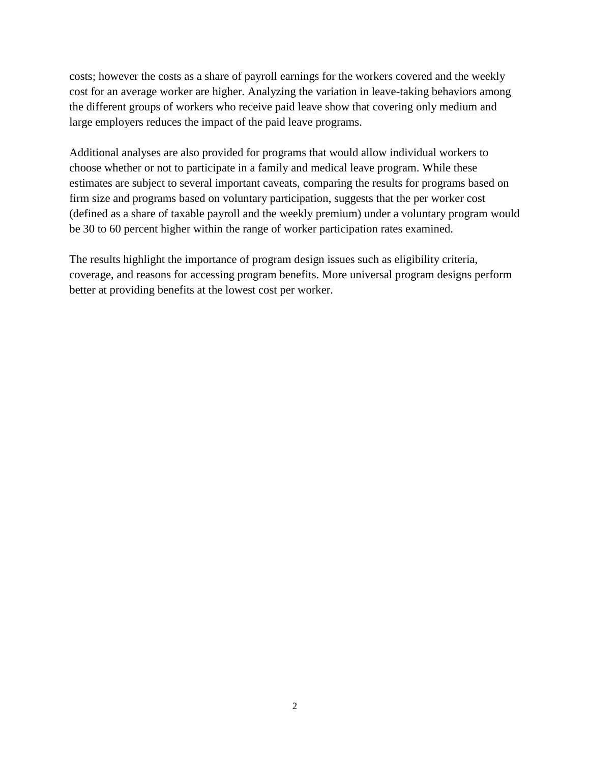costs; however the costs as a share of payroll earnings for the workers covered and the weekly cost for an average worker are higher. Analyzing the variation in leave-taking behaviors among the different groups of workers who receive paid leave show that covering only medium and large employers reduces the impact of the paid leave programs.

Additional analyses are also provided for programs that would allow individual workers to choose whether or not to participate in a family and medical leave program. While these estimates are subject to several important caveats, comparing the results for programs based on firm size and programs based on voluntary participation, suggests that the per worker cost (defined as a share of taxable payroll and the weekly premium) under a voluntary program would be 30 to 60 percent higher within the range of worker participation rates examined.

The results highlight the importance of program design issues such as eligibility criteria, coverage, and reasons for accessing program benefits. More universal program designs perform better at providing benefits at the lowest cost per worker.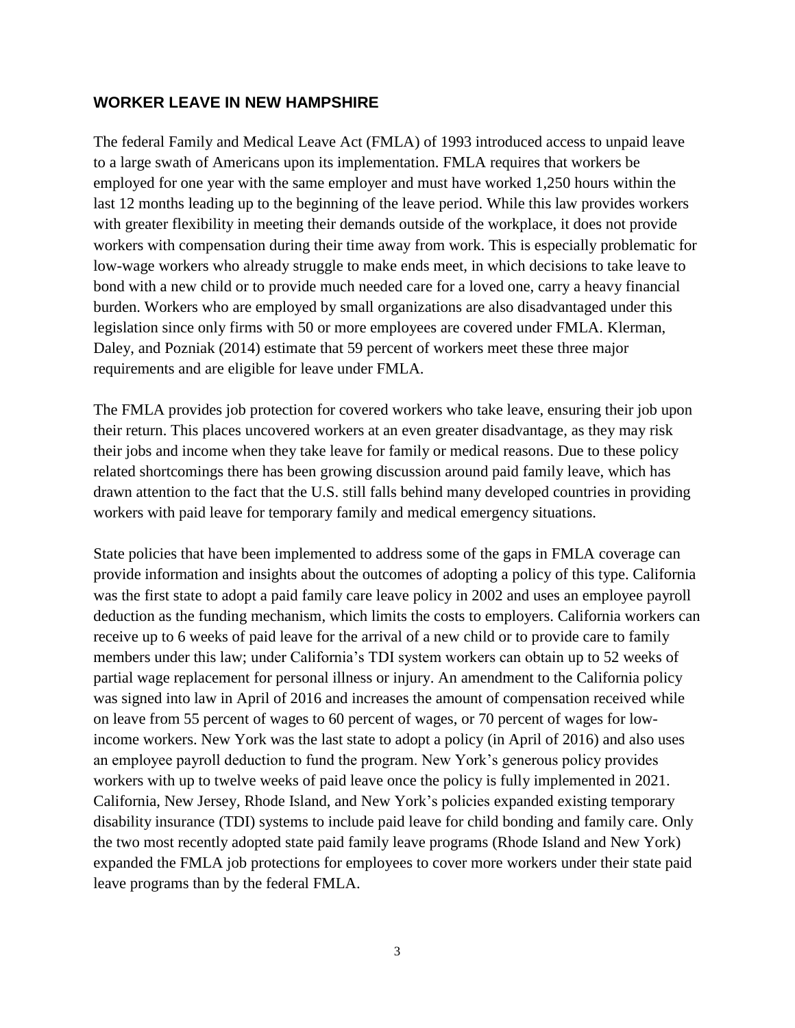## WORKER LEAVE IN NEW HAMPSHIRE

The federal Family and Medical Leave Act (FMLA) of 1993 introduced access to unpaid leave to a large swath of Americans upon its implementation. FMLA requires that workers be employed for one year with the same employer and must have worked 1,250 hours within the last 12 months leading up to the beginning of the leave period. While this law provides workers with greater flexibility in meeting their demands outside of the workplace, it does not provide workers with compensation during their time away from work. This is especially problematic for low-wage workers who already struggle to make ends meet, in which decisions to take leave to bond with a new child or to provide much needed care for a loved one, carry a heavy financial burden. Workers who are employed by small organizations are also disadvantaged under this legislation since only firms with 50 or more employees are covered under FMLA. Klerman, Daley, and Pozniak (2014) estimate that 59 percent of workers meet these three major requirements and are eligible for leave under FMLA.

The FMLA provides job protection for covered workers who take leave, ensuring their job upon their return. This places uncovered workers at an even greater disadvantage, as they may risk their jobs and income when they take leave for family or medical reasons. Due to these policy related shortcomings there has been growing discussion around paid family leave, which has drawn attention to the fact that the U.S. still falls behind many developed countries in providing workers with paid leave for temporary family and medical emergency situations.

State policies that have been implemented to address some of the gaps in FMLA coverage can provide information and insights about the outcomes of adopting a policy of this type. California was the first state to adopt a paid family care leave policy in 2002 and uses an employee payroll deduction as the funding mechanism, which limits the costs to employers. California workers can receive up to 6 weeks of paid leave for the arrival of a new child or to provide care to family members under this law; under California's TDI system workers can obtain up to 52 weeks of partial wage replacement for personal illness or injury. An amendment to the California policy was signed into law in April of 2016 and increases the amount of compensation received while on leave from 55 percent of wages to 60 percent of wages, or 70 percent of wages for low-income workers. New York was the last state to adopt a policy (in April of 2016) and also uses an employee payroll deduction to fund the program. New York's generous policy provides workers with up to twelve weeks of paid leave once the policy is fully implemented in 2021. California, New Jersey, Rhode Island, and New York's policies expanded existing temporary disability insurance (TDI) systems to include paid leave for child bonding and family care. Only the two most recently adopted state paid family leave programs (Rhode Island and New York) expanded the FMLA job protections for employees to cover more workers under their state paid leave programs than by the federal FMLA.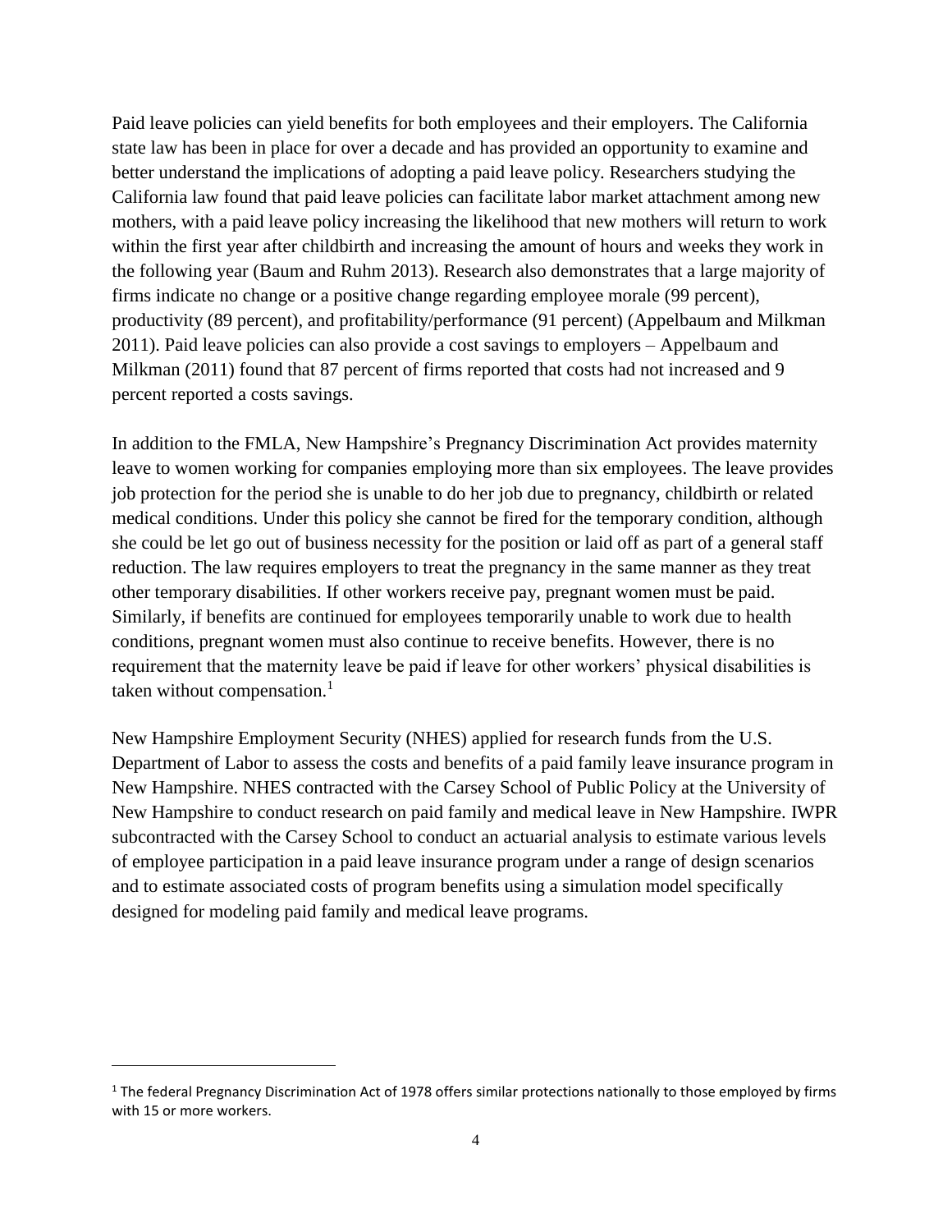Paid leave policies can yield benefits for both employees and their employers. The California state law has been in place for over a decade and has provided an opportunity to examine and better understand the implications of adopting a paid leave policy. Researchers studying the California law found that paid leave policies can facilitate labor market attachment among new mothers, with a paid leave policy increasing the likelihood that new mothers will return to work within the first year after childbirth and increasing the amount of hours and weeks they work in the following year (Baum and Ruhm 2013). Research also demonstrates that a large majority of firms indicate no change or a positive change regarding employee morale (99 percent), productivity (89 percent), and profitability/performance (91 percent) (Appelbaum and Milkman 2011). Paid leave policies can also provide a cost savings to employers – Appelbaum and Milkman (2011) found that 87 percent of firms reported that costs had not increased and 9 percent reported a costs savings.

In addition to the FMLA, New Hampshire's Pregnancy Discrimination Act provides maternity leave to women working for companies employing more than six employees. The leave provides job protection for the period she is unable to do her job due to pregnancy, childbirth or related medical conditions. Under this policy she cannot be fired for the temporary condition, although she could be let go out of business necessity for the position or laid off as part of a general staff reduction. The law requires employers to treat the pregnancy in the same manner as they treat other temporary disabilities. If other workers receive pay, pregnant women must be paid. Similarly, if benefits are continued for employees temporarily unable to work due to health conditions, pregnant women must also continue to receive benefits. However, there is no requirement that the maternity leave be paid if leave for other workers' physical disabilities is taken without compensation.[1]

New Hampshire Employment Security (NHES) applied for research funds from the U.S. Department of Labor to assess the costs and benefits of a paid family leave insurance program in New Hampshire. NHES contracted with the Carsey School of Public Policy at the University of New Hampshire to conduct research on paid family and medical leave in New Hampshire. IWPR subcontracted with the Carsey School to conduct an actuarial analysis to estimate various levels of employee participation in a paid leave insurance program under a range of design scenarios and to estimate associated costs of program benefits using a simulation model specifically designed for modeling paid family and medical leave programs.

[1] The federal Pregnancy Discrimination Act of 1978 offers similar protections nationally to those employed by firms with 15 or more workers.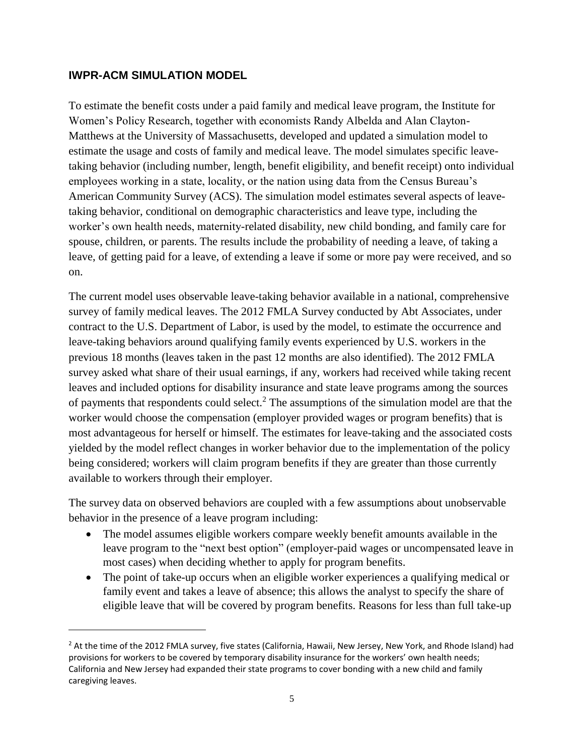### IWPR-ACM SIMULATION MODEL

To estimate the benefit costs under a paid family and medical leave program, the Institute for Women's Policy Research, together with economists Randy Albelda and Alan Clayton-Matthews at the University of Massachusetts, developed and updated a simulation model to estimate the usage and costs of family and medical leave. The model simulates specific leave-taking behavior (including number, length, benefit eligibility, and benefit receipt) onto individual employees working in a state, locality, or the nation using data from the Census Bureau's American Community Survey (ACS). The simulation model estimates several aspects of leave-taking behavior, conditional on demographic characteristics and leave type, including the worker's own health needs, maternity-related disability, new child bonding, and family care for spouse, children, or parents. The results include the probability of needing a leave, of taking a leave, of getting paid for a leave, of extending a leave if some or more pay were received, and so on.

The current model uses observable leave-taking behavior available in a national, comprehensive survey of family medical leaves. The 2012 FMLA Survey conducted by Abt Associates, under contract to the U.S. Department of Labor, is used by the model, to estimate the occurrence and leave-taking behaviors around qualifying family events experienced by U.S. workers in the previous 18 months (leaves taken in the past 12 months are also identified). The 2012 FMLA survey asked what share of their usual earnings, if any, workers had received while taking recent leaves and included options for disability insurance and state leave programs among the sources of payments that respondents could select.[2] The assumptions of the simulation model are that the worker would choose the compensation (employer provided wages or program benefits) that is most advantageous for herself or himself. The estimates for leave-taking and the associated costs yielded by the model reflect changes in worker behavior due to the implementation of the policy being considered; workers will claim program benefits if they are greater than those currently available to workers through their employer.

The survey data on observed behaviors are coupled with a few assumptions about unobservable behavior in the presence of a leave program including:

- The model assumes eligible workers compare weekly benefit amounts available in the leave program to the "next best option" (employer-paid wages or uncompensated leave in most cases) when deciding whether to apply for program benefits.
- The point of take-up occurs when an eligible worker experiences a qualifying medical or family event and takes a leave of absence; this allows the analyst to specify the share of eligible leave that will be covered by program benefits. Reasons for less than full take-up

[2] At the time of the 2012 FMLA survey, five states (California, Hawaii, New Jersey, New York, and Rhode Island) had provisions for workers to be covered by temporary disability insurance for the workers' own health needs; California and New Jersey had expanded their state programs to cover bonding with a new child and family caregiving leaves.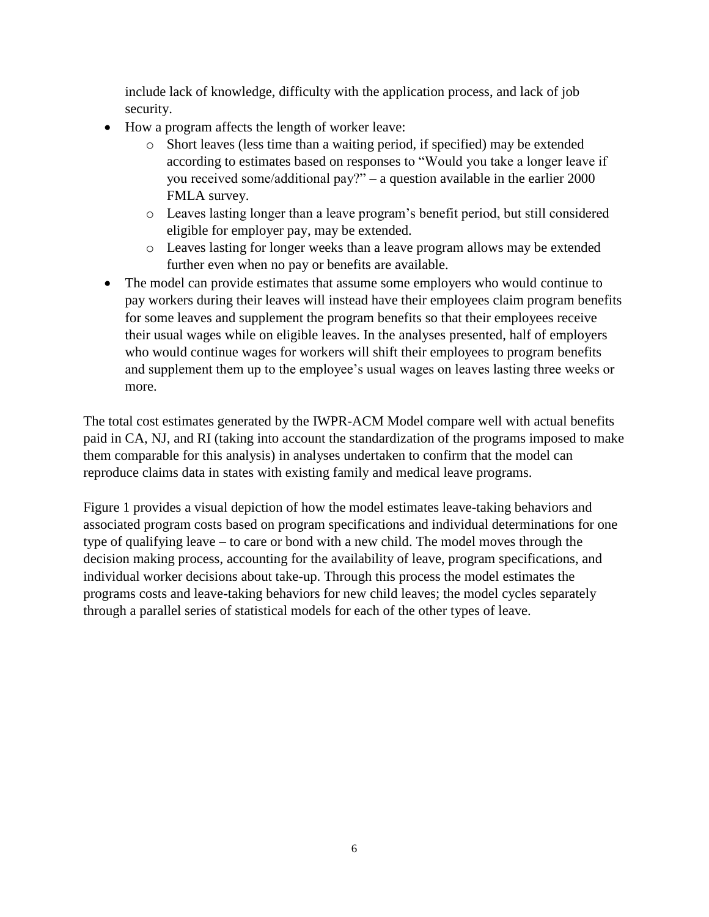include lack of knowledge, difficulty with the application process, and lack of job security.

- How a program affects the length of worker leave:
  - Short leaves (less time than a waiting period, if specified) may be extended according to estimates based on responses to "Would you take a longer leave if you received some/additional pay?" – a question available in the earlier 2000 FMLA survey.
  - Leaves lasting longer than a leave program's benefit period, but still considered eligible for employer pay, may be extended.
  - Leaves lasting for longer weeks than a leave program allows may be extended further even when no pay or benefits are available.
- The model can provide estimates that assume some employers who would continue to pay workers during their leaves will instead have their employees claim program benefits for some leaves and supplement the program benefits so that their employees receive their usual wages while on eligible leaves. In the analyses presented, half of employers who would continue wages for workers will shift their employees to program benefits and supplement them up to the employee's usual wages on leaves lasting three weeks or more.

The total cost estimates generated by the IWPR-ACM Model compare well with actual benefits paid in CA, NJ, and RI (taking into account the standardization of the programs imposed to make them comparable for this analysis) in analyses undertaken to confirm that the model can reproduce claims data in states with existing family and medical leave programs.

Figure 1 provides a visual depiction of how the model estimates leave-taking behaviors and associated program costs based on program specifications and individual determinations for one type of qualifying leave – to care or bond with a new child. The model moves through the decision making process, accounting for the availability of leave, program specifications, and individual worker decisions about take-up. Through this process the model estimates the programs costs and leave-taking behaviors for new child leaves; the model cycles separately through a parallel series of statistical models for each of the other types of leave.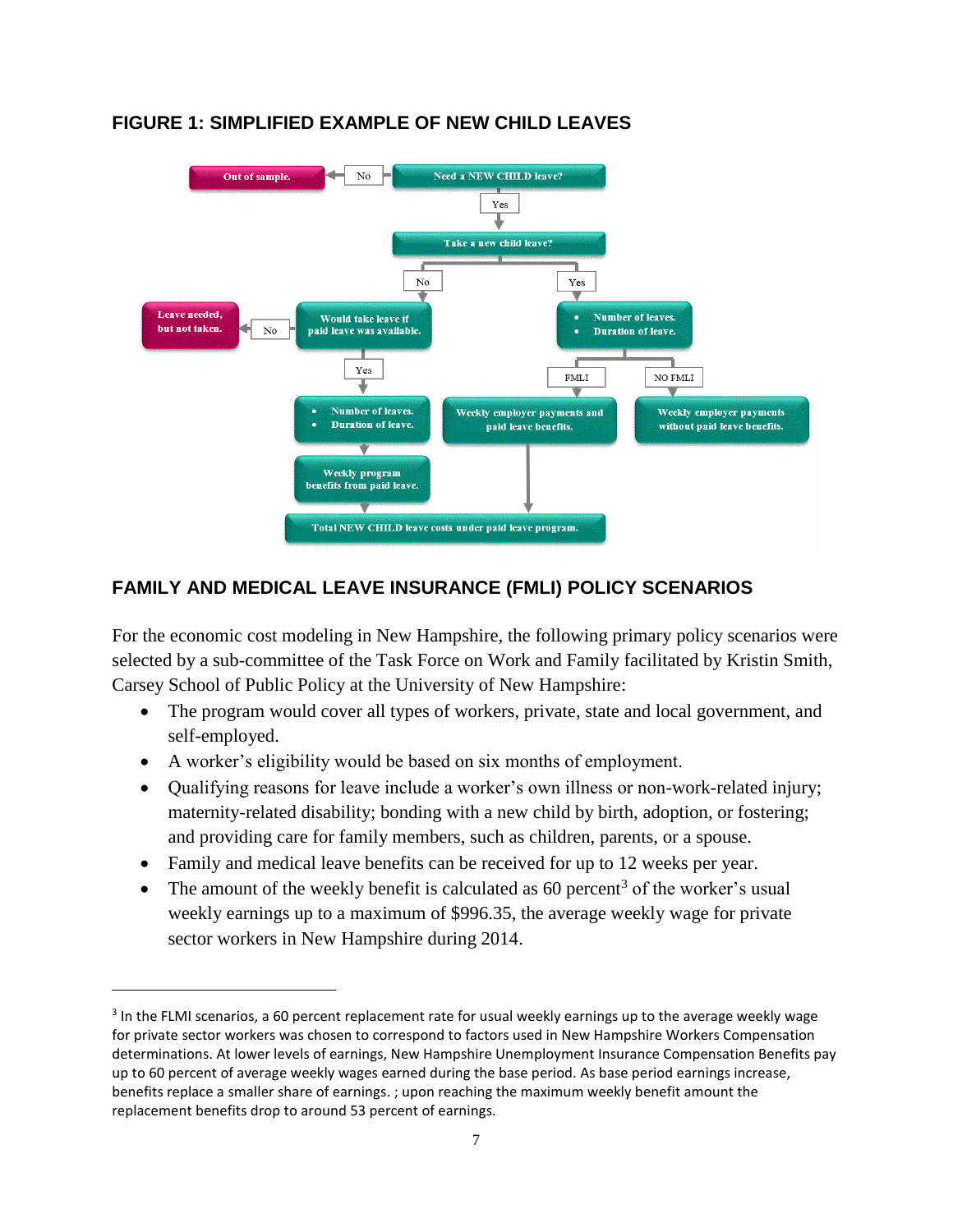## FIGURE 1: SIMPLIFIED EXAMPLE OF NEW CHILD LEAVES

Need a NEW CHILD leave? → No → Out of sample.

Need a NEW CHILD leave? → Yes → Take a new child leave?

Take a new child leave? → No → Would take leave if paid leave was available. → No → Leave needed, but not taken.

Would take leave if paid leave was available. → Yes → • Number of leaves. • Duration of leave. → Weekly program benefits from paid leave. → Total NEW CHILD leave costs under paid leave program.

Take a new child leave? → Yes → • Number of leaves. • Duration of leave.

→ FMLI → Weekly employer payments and paid leave benefits. → Total NEW CHILD leave costs under paid leave program.

→ NO FMLI → Weekly employer payments without paid leave benefits.

## FAMILY AND MEDICAL LEAVE INSURANCE (FMLI) POLICY SCENARIOS

For the economic cost modeling in New Hampshire, the following primary policy scenarios were selected by a sub-committee of the Task Force on Work and Family facilitated by Kristin Smith, Carsey School of Public Policy at the University of New Hampshire:

- The program would cover all types of workers, private, state and local government, and self-employed.
- A worker's eligibility would be based on six months of employment.
- Qualifying reasons for leave include a worker's own illness or non-work-related injury; maternity-related disability; bonding with a new child by birth, adoption, or fostering; and providing care for family members, such as children, parents, or a spouse.
- Family and medical leave benefits can be received for up to 12 weeks per year.
- The amount of the weekly benefit is calculated as 60 percent[3] of the worker's usual weekly earnings up to a maximum of $996.35, the average weekly wage for private sector workers in New Hampshire during 2014.

---

[3] In the FLMI scenarios, a 60 percent replacement rate for usual weekly earnings up to the average weekly wage for private sector workers was chosen to correspond to factors used in New Hampshire Workers Compensation determinations. At lower levels of earnings, New Hampshire Unemployment Insurance Compensation Benefits pay up to 60 percent of average weekly wages earned during the base period. As base period earnings increase, benefits replace a smaller share of earnings. ; upon reaching the maximum weekly benefit amount the replacement benefits drop to around 53 percent of earnings.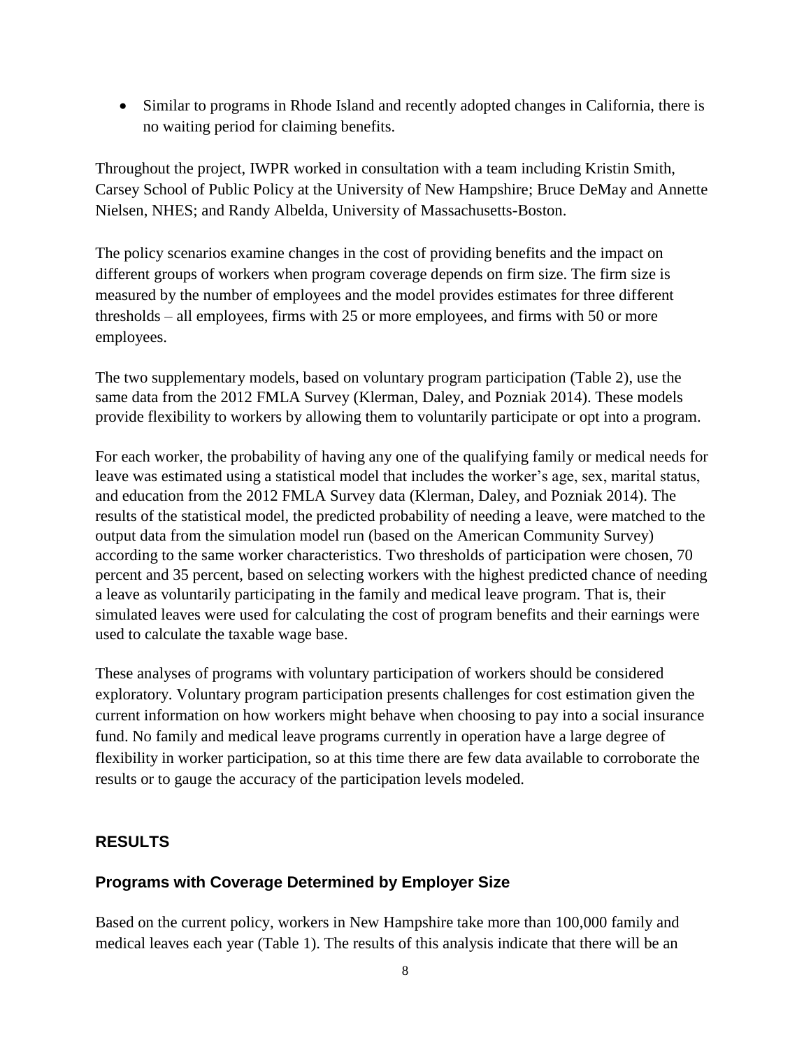- Similar to programs in Rhode Island and recently adopted changes in California, there is no waiting period for claiming benefits.

Throughout the project, IWPR worked in consultation with a team including Kristin Smith, Carsey School of Public Policy at the University of New Hampshire; Bruce DeMay and Annette Nielsen, NHES; and Randy Albelda, University of Massachusetts-Boston.

The policy scenarios examine changes in the cost of providing benefits and the impact on different groups of workers when program coverage depends on firm size. The firm size is measured by the number of employees and the model provides estimates for three different thresholds – all employees, firms with 25 or more employees, and firms with 50 or more employees.

The two supplementary models, based on voluntary program participation (Table 2), use the same data from the 2012 FMLA Survey (Klerman, Daley, and Pozniak 2014). These models provide flexibility to workers by allowing them to voluntarily participate or opt into a program.

For each worker, the probability of having any one of the qualifying family or medical needs for leave was estimated using a statistical model that includes the worker's age, sex, marital status, and education from the 2012 FMLA Survey data (Klerman, Daley, and Pozniak 2014). The results of the statistical model, the predicted probability of needing a leave, were matched to the output data from the simulation model run (based on the American Community Survey) according to the same worker characteristics. Two thresholds of participation were chosen, 70 percent and 35 percent, based on selecting workers with the highest predicted chance of needing a leave as voluntarily participating in the family and medical leave program. That is, their simulated leaves were used for calculating the cost of program benefits and their earnings were used to calculate the taxable wage base.

These analyses of programs with voluntary participation of workers should be considered exploratory. Voluntary program participation presents challenges for cost estimation given the current information on how workers might behave when choosing to pay into a social insurance fund. No family and medical leave programs currently in operation have a large degree of flexibility in worker participation, so at this time there are few data available to corroborate the results or to gauge the accuracy of the participation levels modeled.

## RESULTS

### Programs with Coverage Determined by Employer Size

Based on the current policy, workers in New Hampshire take more than 100,000 family and medical leaves each year (Table 1). The results of this analysis indicate that there will be an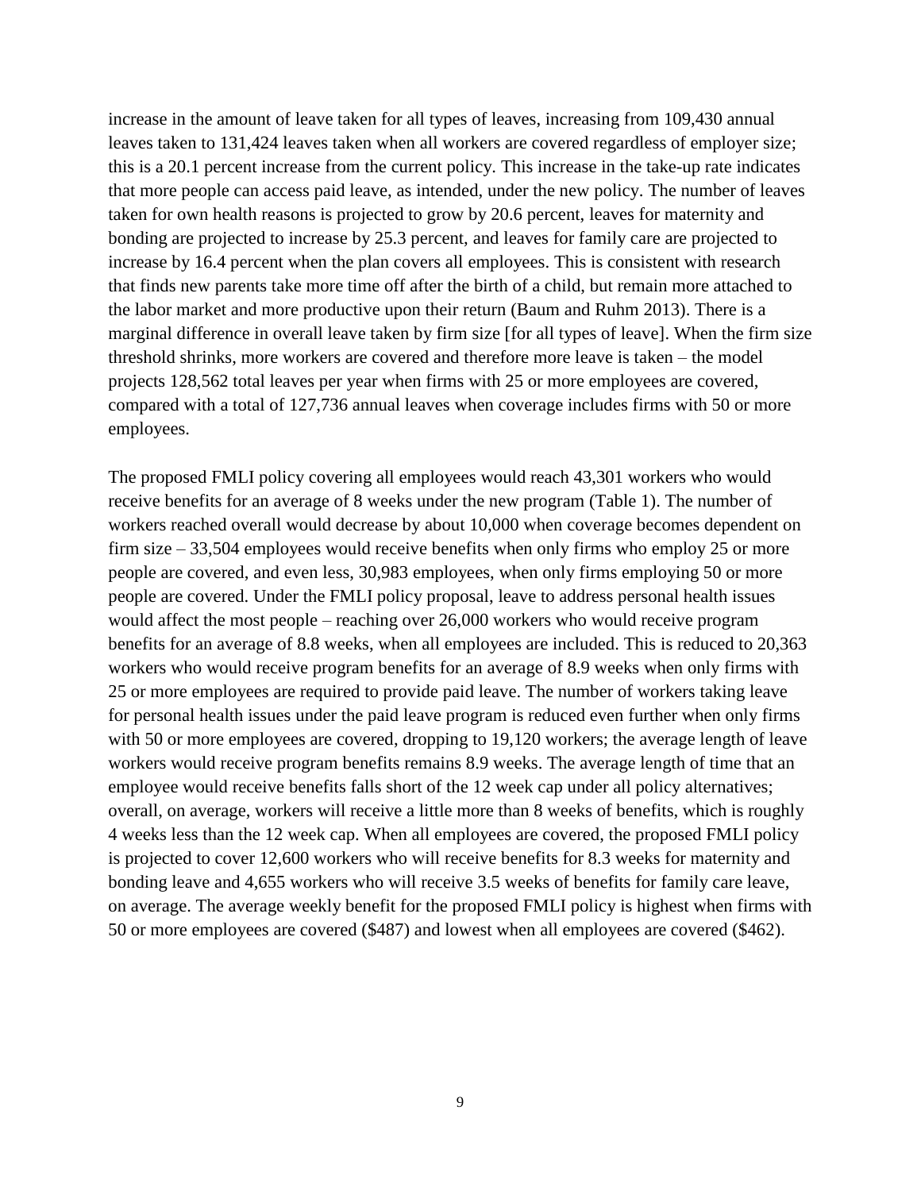increase in the amount of leave taken for all types of leaves, increasing from 109,430 annual leaves taken to 131,424 leaves taken when all workers are covered regardless of employer size; this is a 20.1 percent increase from the current policy. This increase in the take-up rate indicates that more people can access paid leave, as intended, under the new policy. The number of leaves taken for own health reasons is projected to grow by 20.6 percent, leaves for maternity and bonding are projected to increase by 25.3 percent, and leaves for family care are projected to increase by 16.4 percent when the plan covers all employees. This is consistent with research that finds new parents take more time off after the birth of a child, but remain more attached to the labor market and more productive upon their return (Baum and Ruhm 2013). There is a marginal difference in overall leave taken by firm size [for all types of leave]. When the firm size threshold shrinks, more workers are covered and therefore more leave is taken – the model projects 128,562 total leaves per year when firms with 25 or more employees are covered, compared with a total of 127,736 annual leaves when coverage includes firms with 50 or more employees.

The proposed FMLI policy covering all employees would reach 43,301 workers who would receive benefits for an average of 8 weeks under the new program (Table 1). The number of workers reached overall would decrease by about 10,000 when coverage becomes dependent on firm size – 33,504 employees would receive benefits when only firms who employ 25 or more people are covered, and even less, 30,983 employees, when only firms employing 50 or more people are covered. Under the FMLI policy proposal, leave to address personal health issues would affect the most people – reaching over 26,000 workers who would receive program benefits for an average of 8.8 weeks, when all employees are included. This is reduced to 20,363 workers who would receive program benefits for an average of 8.9 weeks when only firms with 25 or more employees are required to provide paid leave. The number of workers taking leave for personal health issues under the paid leave program is reduced even further when only firms with 50 or more employees are covered, dropping to 19,120 workers; the average length of leave workers would receive program benefits remains 8.9 weeks. The average length of time that an employee would receive benefits falls short of the 12 week cap under all policy alternatives; overall, on average, workers will receive a little more than 8 weeks of benefits, which is roughly 4 weeks less than the 12 week cap. When all employees are covered, the proposed FMLI policy is projected to cover 12,600 workers who will receive benefits for 8.3 weeks for maternity and bonding leave and 4,655 workers who will receive 3.5 weeks of benefits for family care leave, on average. The average weekly benefit for the proposed FMLI policy is highest when firms with 50 or more employees are covered ($487) and lowest when all employees are covered ($462).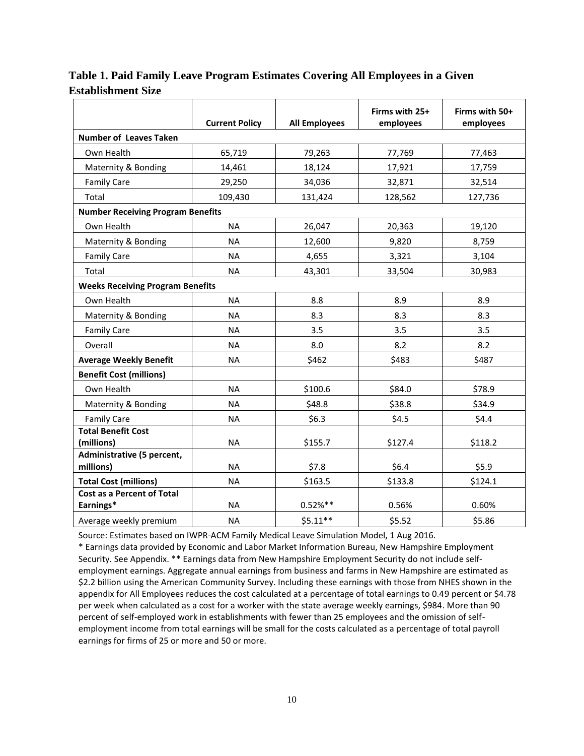**Table 1. Paid Family Leave Program Estimates Covering All Employees in a Given Establishment Size**

| | Current Policy | All Employees | Firms with 25+ employees | Firms with 50+ employees |
|---|---|---|---|---|
| **Number of Leaves Taken** | | | | |
| Own Health | 65,719 | 79,263 | 77,769 | 77,463 |
| Maternity & Bonding | 14,461 | 18,124 | 17,921 | 17,759 |
| Family Care | 29,250 | 34,036 | 32,871 | 32,514 |
| Total | 109,430 | 131,424 | 128,562 | 127,736 |
| **Number Receiving Program Benefits** | | | | |
| Own Health | NA | 26,047 | 20,363 | 19,120 |
| Maternity & Bonding | NA | 12,600 | 9,820 | 8,759 |
| Family Care | NA | 4,655 | 3,321 | 3,104 |
| Total | NA | 43,301 | 33,504 | 30,983 |
| **Weeks Receiving Program Benefits** | | | | |
| Own Health | NA | 8.8 | 8.9 | 8.9 |
| Maternity & Bonding | NA | 8.3 | 8.3 | 8.3 |
| Family Care | NA | 3.5 | 3.5 | 3.5 |
| Overall | NA | 8.0 | 8.2 | 8.2 |
| **Average Weekly Benefit** | NA | $462 | $483 | $487 |
| **Benefit Cost (millions)** | | | | |
| Own Health | NA | $100.6 | $84.0 | $78.9 |
| Maternity & Bonding | NA | $48.8 | $38.8 | $34.9 |
| Family Care | NA | $6.3 | $4.5 | $4.4 |
| **Total Benefit Cost (millions)** | NA | $155.7 | $127.4 | $118.2 |
| **Administrative (5 percent, millions)** | NA | $7.8 | $6.4 | $5.9 |
| **Total Cost (millions)** | NA | $163.5 | $133.8 | $124.1 |
| **Cost as a Percent of Total Earnings*** | NA | 0.52%** | 0.56% | 0.60% |
| Average weekly premium | NA | $5.11** | $5.52 | $5.86 |

Source: Estimates based on IWPR-ACM Family Medical Leave Simulation Model, 1 Aug 2016.

* Earnings data provided by Economic and Labor Market Information Bureau, New Hampshire Employment Security. See Appendix. ** Earnings data from New Hampshire Employment Security do not include self-employment earnings. Aggregate annual earnings from business and farms in New Hampshire are estimated as $2.2 billion using the American Community Survey. Including these earnings with those from NHES shown in the appendix for All Employees reduces the cost calculated at a percentage of total earnings to 0.49 percent or $4.78 per week when calculated as a cost for a worker with the state average weekly earnings, $984. More than 90 percent of self-employed work in establishments with fewer than 25 employees and the omission of self-employment income from total earnings will be small for the costs calculated as a percentage of total payroll earnings for firms of 25 or more and 50 or more.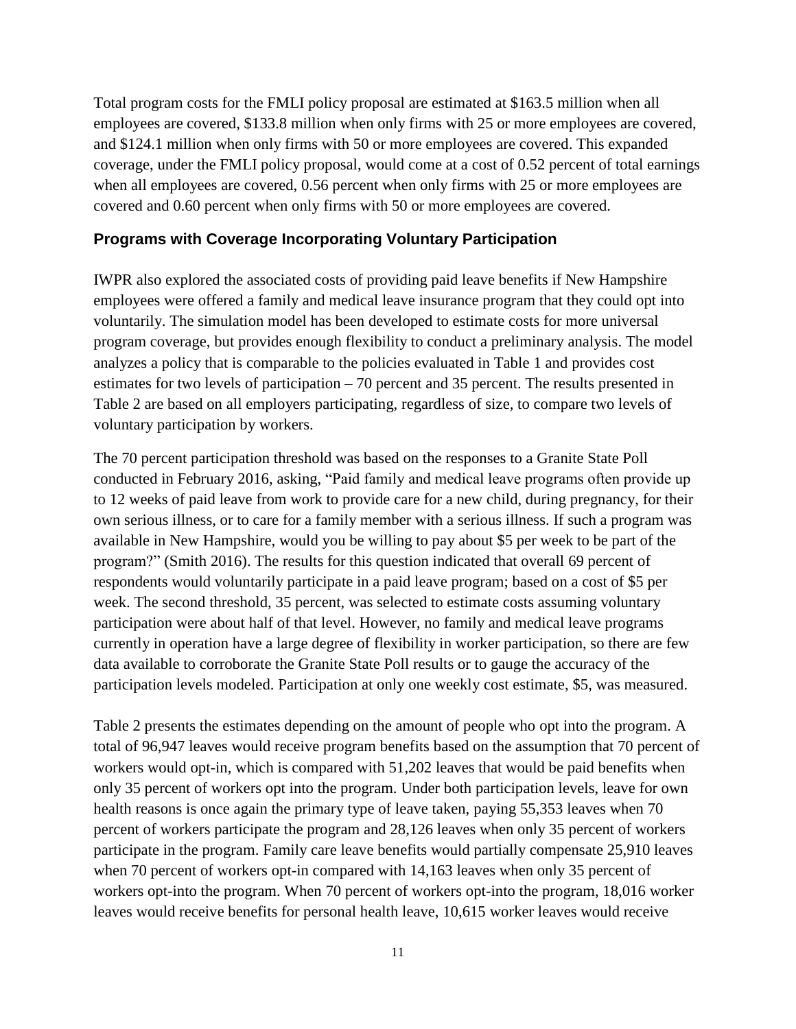Total program costs for the FMLI policy proposal are estimated at $163.5 million when all employees are covered, $133.8 million when only firms with 25 or more employees are covered, and $124.1 million when only firms with 50 or more employees are covered. This expanded coverage, under the FMLI policy proposal, would come at a cost of 0.52 percent of total earnings when all employees are covered, 0.56 percent when only firms with 25 or more employees are covered and 0.60 percent when only firms with 50 or more employees are covered.

### Programs with Coverage Incorporating Voluntary Participation

IWPR also explored the associated costs of providing paid leave benefits if New Hampshire employees were offered a family and medical leave insurance program that they could opt into voluntarily. The simulation model has been developed to estimate costs for more universal program coverage, but provides enough flexibility to conduct a preliminary analysis. The model analyzes a policy that is comparable to the policies evaluated in Table 1 and provides cost estimates for two levels of participation – 70 percent and 35 percent. The results presented in Table 2 are based on all employers participating, regardless of size, to compare two levels of voluntary participation by workers.

The 70 percent participation threshold was based on the responses to a Granite State Poll conducted in February 2016, asking, "Paid family and medical leave programs often provide up to 12 weeks of paid leave from work to provide care for a new child, during pregnancy, for their own serious illness, or to care for a family member with a serious illness. If such a program was available in New Hampshire, would you be willing to pay about $5 per week to be part of the program?" (Smith 2016). The results for this question indicated that overall 69 percent of respondents would voluntarily participate in a paid leave program; based on a cost of $5 per week. The second threshold, 35 percent, was selected to estimate costs assuming voluntary participation were about half of that level. However, no family and medical leave programs currently in operation have a large degree of flexibility in worker participation, so there are few data available to corroborate the Granite State Poll results or to gauge the accuracy of the participation levels modeled. Participation at only one weekly cost estimate, $5, was measured.

Table 2 presents the estimates depending on the amount of people who opt into the program. A total of 96,947 leaves would receive program benefits based on the assumption that 70 percent of workers would opt-in, which is compared with 51,202 leaves that would be paid benefits when only 35 percent of workers opt into the program. Under both participation levels, leave for own health reasons is once again the primary type of leave taken, paying 55,353 leaves when 70 percent of workers participate the program and 28,126 leaves when only 35 percent of workers participate in the program. Family care leave benefits would partially compensate 25,910 leaves when 70 percent of workers opt-in compared with 14,163 leaves when only 35 percent of workers opt-into the program. When 70 percent of workers opt-into the program, 18,016 worker leaves would receive benefits for personal health leave, 10,615 worker leaves would receive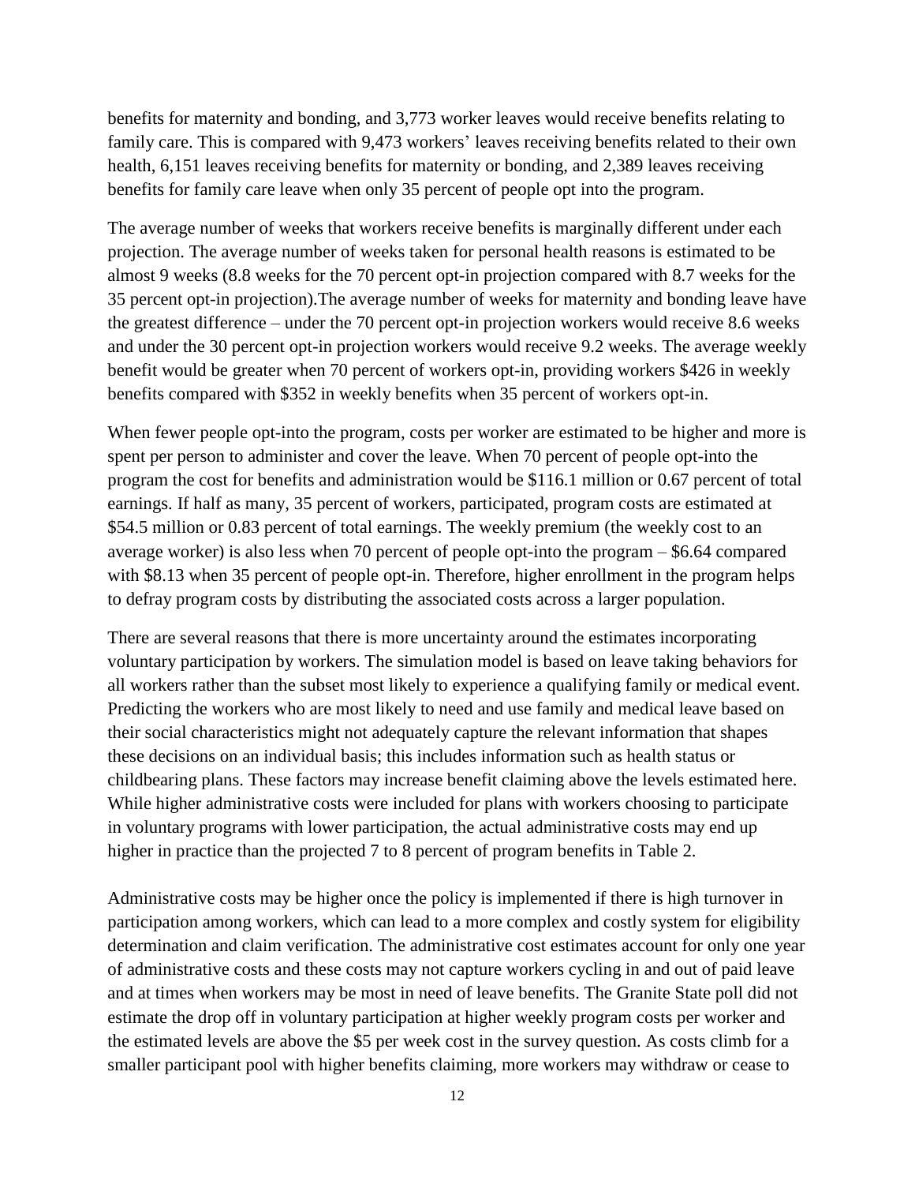benefits for maternity and bonding, and 3,773 worker leaves would receive benefits relating to family care. This is compared with 9,473 workers' leaves receiving benefits related to their own health, 6,151 leaves receiving benefits for maternity or bonding, and 2,389 leaves receiving benefits for family care leave when only 35 percent of people opt into the program.

The average number of weeks that workers receive benefits is marginally different under each projection. The average number of weeks taken for personal health reasons is estimated to be almost 9 weeks (8.8 weeks for the 70 percent opt-in projection compared with 8.7 weeks for the 35 percent opt-in projection).The average number of weeks for maternity and bonding leave have the greatest difference – under the 70 percent opt-in projection workers would receive 8.6 weeks and under the 30 percent opt-in projection workers would receive 9.2 weeks. The average weekly benefit would be greater when 70 percent of workers opt-in, providing workers $426 in weekly benefits compared with $352 in weekly benefits when 35 percent of workers opt-in.

When fewer people opt-into the program, costs per worker are estimated to be higher and more is spent per person to administer and cover the leave. When 70 percent of people opt-into the program the cost for benefits and administration would be $116.1 million or 0.67 percent of total earnings. If half as many, 35 percent of workers, participated, program costs are estimated at $54.5 million or 0.83 percent of total earnings. The weekly premium (the weekly cost to an average worker) is also less when 70 percent of people opt-into the program – $6.64 compared with $8.13 when 35 percent of people opt-in. Therefore, higher enrollment in the program helps to defray program costs by distributing the associated costs across a larger population.

There are several reasons that there is more uncertainty around the estimates incorporating voluntary participation by workers. The simulation model is based on leave taking behaviors for all workers rather than the subset most likely to experience a qualifying family or medical event. Predicting the workers who are most likely to need and use family and medical leave based on their social characteristics might not adequately capture the relevant information that shapes these decisions on an individual basis; this includes information such as health status or childbearing plans. These factors may increase benefit claiming above the levels estimated here. While higher administrative costs were included for plans with workers choosing to participate in voluntary programs with lower participation, the actual administrative costs may end up higher in practice than the projected 7 to 8 percent of program benefits in Table 2.

Administrative costs may be higher once the policy is implemented if there is high turnover in participation among workers, which can lead to a more complex and costly system for eligibility determination and claim verification. The administrative cost estimates account for only one year of administrative costs and these costs may not capture workers cycling in and out of paid leave and at times when workers may be most in need of leave benefits. The Granite State poll did not estimate the drop off in voluntary participation at higher weekly program costs per worker and the estimated levels are above the $5 per week cost in the survey question. As costs climb for a smaller participant pool with higher benefits claiming, more workers may withdraw or cease to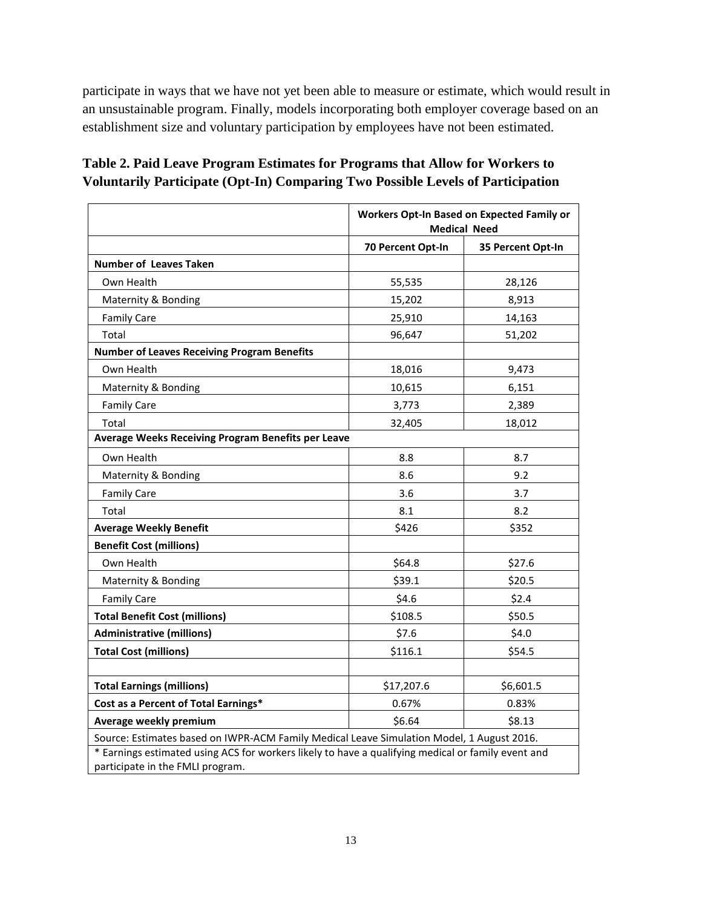participate in ways that we have not yet been able to measure or estimate, which would result in an unsustainable program. Finally, models incorporating both employer coverage based on an establishment size and voluntary participation by employees have not been estimated.

**Table 2. Paid Leave Program Estimates for Programs that Allow for Workers to Voluntarily Participate (Opt-In) Comparing Two Possible Levels of Participation**

| | Workers Opt-In Based on Expected Family or Medical Need | |
|---|---|---|
| | **70 Percent Opt-In** | **35 Percent Opt-In** |
| **Number of Leaves Taken** | | |
| Own Health | 55,535 | 28,126 |
| Maternity & Bonding | 15,202 | 8,913 |
| Family Care | 25,910 | 14,163 |
| Total | 96,647 | 51,202 |
| **Number of Leaves Receiving Program Benefits** | | |
| Own Health | 18,016 | 9,473 |
| Maternity & Bonding | 10,615 | 6,151 |
| Family Care | 3,773 | 2,389 |
| Total | 32,405 | 18,012 |
| **Average Weeks Receiving Program Benefits per Leave** | | |
| Own Health | 8.8 | 8.7 |
| Maternity & Bonding | 8.6 | 9.2 |
| Family Care | 3.6 | 3.7 |
| Total | 8.1 | 8.2 |
| **Average Weekly Benefit** | $426 | $352 |
| **Benefit Cost (millions)** | | |
| Own Health | $64.8 | $27.6 |
| Maternity & Bonding | $39.1 | $20.5 |
| Family Care | $4.6 | $2.4 |
| **Total Benefit Cost (millions)** | $108.5 | $50.5 |
| **Administrative (millions)** | $7.6 | $4.0 |
| **Total Cost (millions)** | $116.1 | $54.5 |
| | | |
| **Total Earnings (millions)** | $17,207.6 | $6,601.5 |
| **Cost as a Percent of Total Earnings*** | 0.67% | 0.83% |
| **Average weekly premium** | $6.64 | $8.13 |

Source: Estimates based on IWPR-ACM Family Medical Leave Simulation Model, 1 August 2016.

* Earnings estimated using ACS for workers likely to have a qualifying medical or family event and participate in the FMLI program.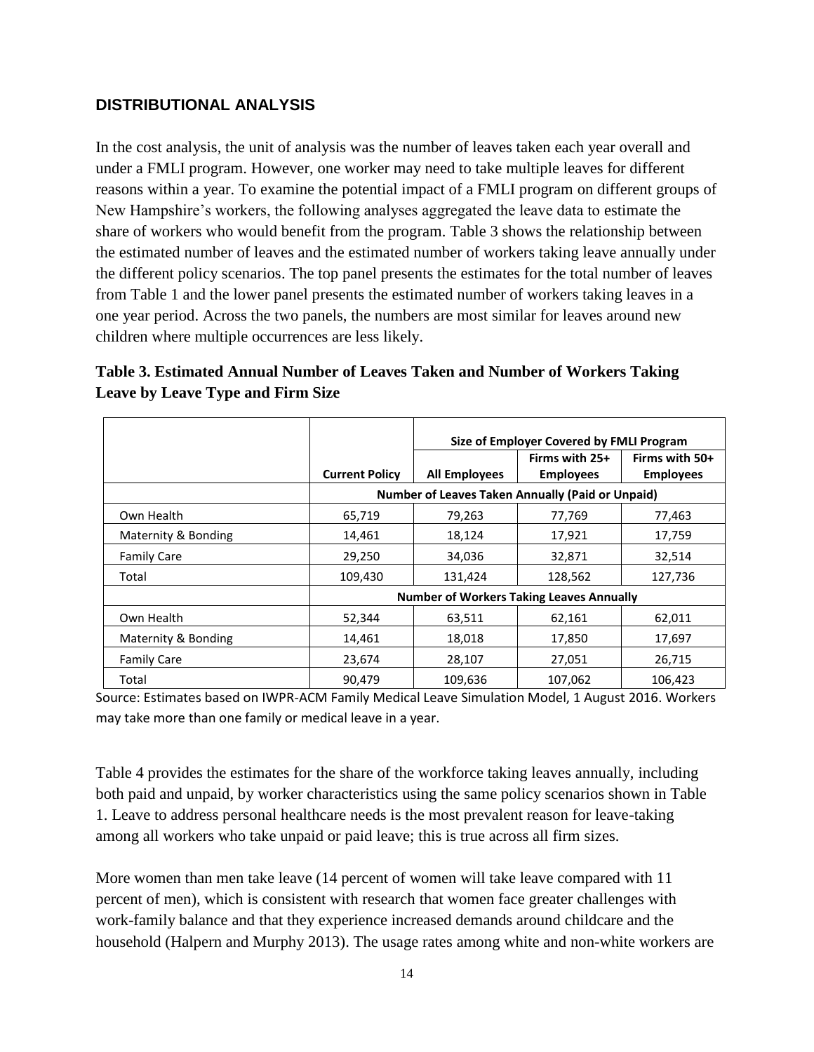## DISTRIBUTIONAL ANALYSIS

In the cost analysis, the unit of analysis was the number of leaves taken each year overall and under a FMLI program. However, one worker may need to take multiple leaves for different reasons within a year. To examine the potential impact of a FMLI program on different groups of New Hampshire's workers, the following analyses aggregated the leave data to estimate the share of workers who would benefit from the program. Table 3 shows the relationship between the estimated number of leaves and the estimated number of workers taking leave annually under the different policy scenarios. The top panel presents the estimates for the total number of leaves from Table 1 and the lower panel presents the estimated number of workers taking leaves in a one year period. Across the two panels, the numbers are most similar for leaves around new children where multiple occurrences are less likely.

**Table 3. Estimated Annual Number of Leaves Taken and Number of Workers Taking Leave by Leave Type and Firm Size**

| | | Size of Employer Covered by FMLI Program | | |
|---|---|---|---|---|
| | Current Policy | All Employees | Firms with 25+ Employees | Firms with 50+ Employees |
| | Number of Leaves Taken Annually (Paid or Unpaid) | | | |
| Own Health | 65,719 | 79,263 | 77,769 | 77,463 |
| Maternity & Bonding | 14,461 | 18,124 | 17,921 | 17,759 |
| Family Care | 29,250 | 34,036 | 32,871 | 32,514 |
| Total | 109,430 | 131,424 | 128,562 | 127,736 |
| | Number of Workers Taking Leaves Annually | | | |
| Own Health | 52,344 | 63,511 | 62,161 | 62,011 |
| Maternity & Bonding | 14,461 | 18,018 | 17,850 | 17,697 |
| Family Care | 23,674 | 28,107 | 27,051 | 26,715 |
| Total | 90,479 | 109,636 | 107,062 | 106,423 |

Source: Estimates based on IWPR-ACM Family Medical Leave Simulation Model, 1 August 2016. Workers may take more than one family or medical leave in a year.

Table 4 provides the estimates for the share of the workforce taking leaves annually, including both paid and unpaid, by worker characteristics using the same policy scenarios shown in Table 1. Leave to address personal healthcare needs is the most prevalent reason for leave-taking among all workers who take unpaid or paid leave; this is true across all firm sizes.

More women than men take leave (14 percent of women will take leave compared with 11 percent of men), which is consistent with research that women face greater challenges with work-family balance and that they experience increased demands around childcare and the household (Halpern and Murphy 2013). The usage rates among white and non-white workers are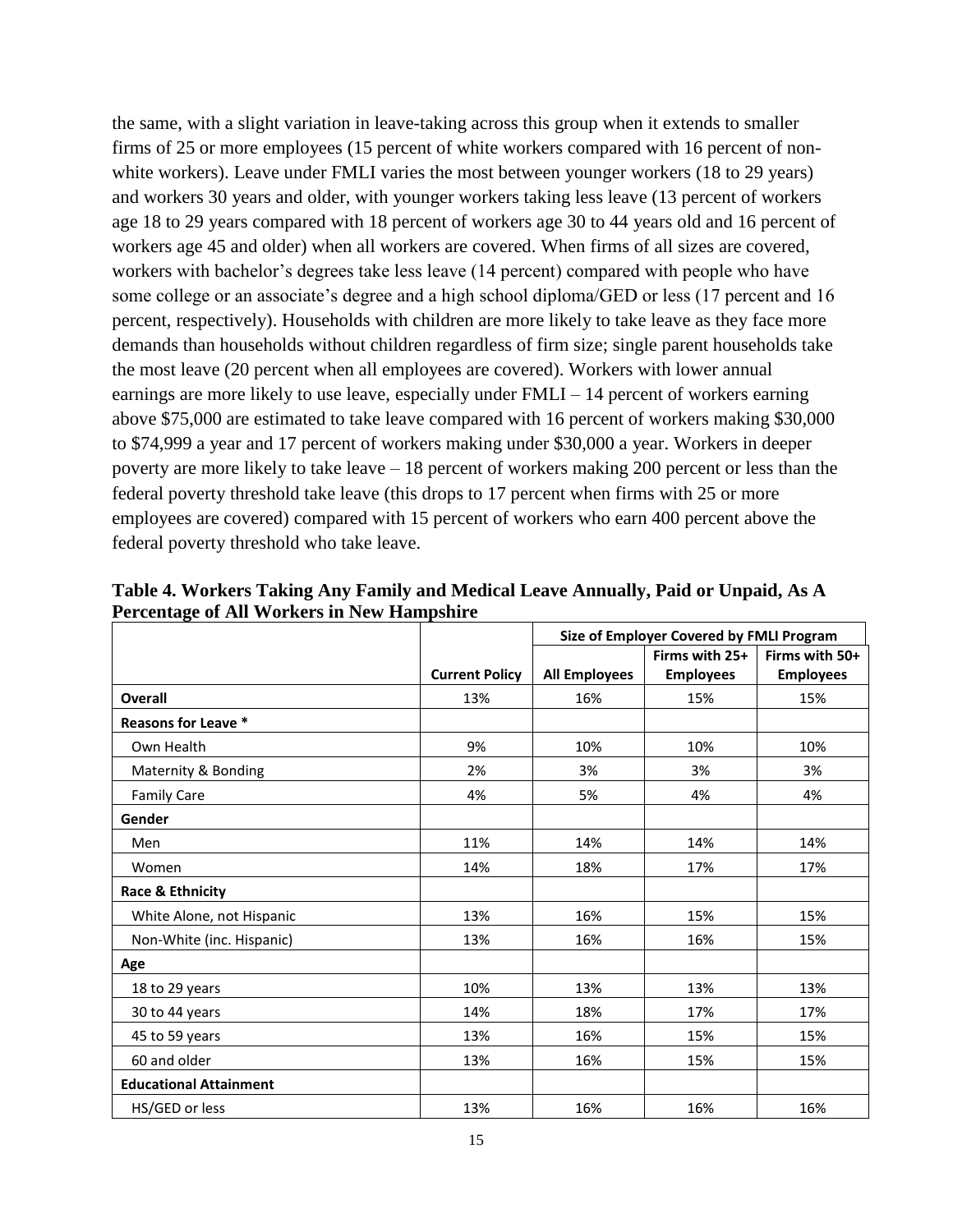the same, with a slight variation in leave-taking across this group when it extends to smaller firms of 25 or more employees (15 percent of white workers compared with 16 percent of non-white workers). Leave under FMLI varies the most between younger workers (18 to 29 years) and workers 30 years and older, with younger workers taking less leave (13 percent of workers age 18 to 29 years compared with 18 percent of workers age 30 to 44 years old and 16 percent of workers age 45 and older) when all workers are covered. When firms of all sizes are covered, workers with bachelor's degrees take less leave (14 percent) compared with people who have some college or an associate's degree and a high school diploma/GED or less (17 percent and 16 percent, respectively). Households with children are more likely to take leave as they face more demands than households without children regardless of firm size; single parent households take the most leave (20 percent when all employees are covered). Workers with lower annual earnings are more likely to use leave, especially under FMLI – 14 percent of workers earning above $75,000 are estimated to take leave compared with 16 percent of workers making $30,000 to $74,999 a year and 17 percent of workers making under $30,000 a year. Workers in deeper poverty are more likely to take leave – 18 percent of workers making 200 percent or less than the federal poverty threshold take leave (this drops to 17 percent when firms with 25 or more employees are covered) compared with 15 percent of workers who earn 400 percent above the federal poverty threshold who take leave.

**Table 4. Workers Taking Any Family and Medical Leave Annually, Paid or Unpaid, As A Percentage of All Workers in New Hampshire**

| | | Size of Employer Covered by FMLI Program | | |
|---|---|---|---|---|
| | **Current Policy** | **All Employees** | **Firms with 25+ Employees** | **Firms with 50+ Employees** |
| **Overall** | 13% | 16% | 15% | 15% |
| **Reasons for Leave *** | | | | |
| Own Health | 9% | 10% | 10% | 10% |
| Maternity & Bonding | 2% | 3% | 3% | 3% |
| Family Care | 4% | 5% | 4% | 4% |
| **Gender** | | | | |
| Men | 11% | 14% | 14% | 14% |
| Women | 14% | 18% | 17% | 17% |
| **Race & Ethnicity** | | | | |
| White Alone, not Hispanic | 13% | 16% | 15% | 15% |
| Non-White (inc. Hispanic) | 13% | 16% | 16% | 15% |
| **Age** | | | | |
| 18 to 29 years | 10% | 13% | 13% | 13% |
| 30 to 44 years | 14% | 18% | 17% | 17% |
| 45 to 59 years | 13% | 16% | 15% | 15% |
| 60 and older | 13% | 16% | 15% | 15% |
| **Educational Attainment** | | | | |
| HS/GED or less | 13% | 16% | 16% | 16% |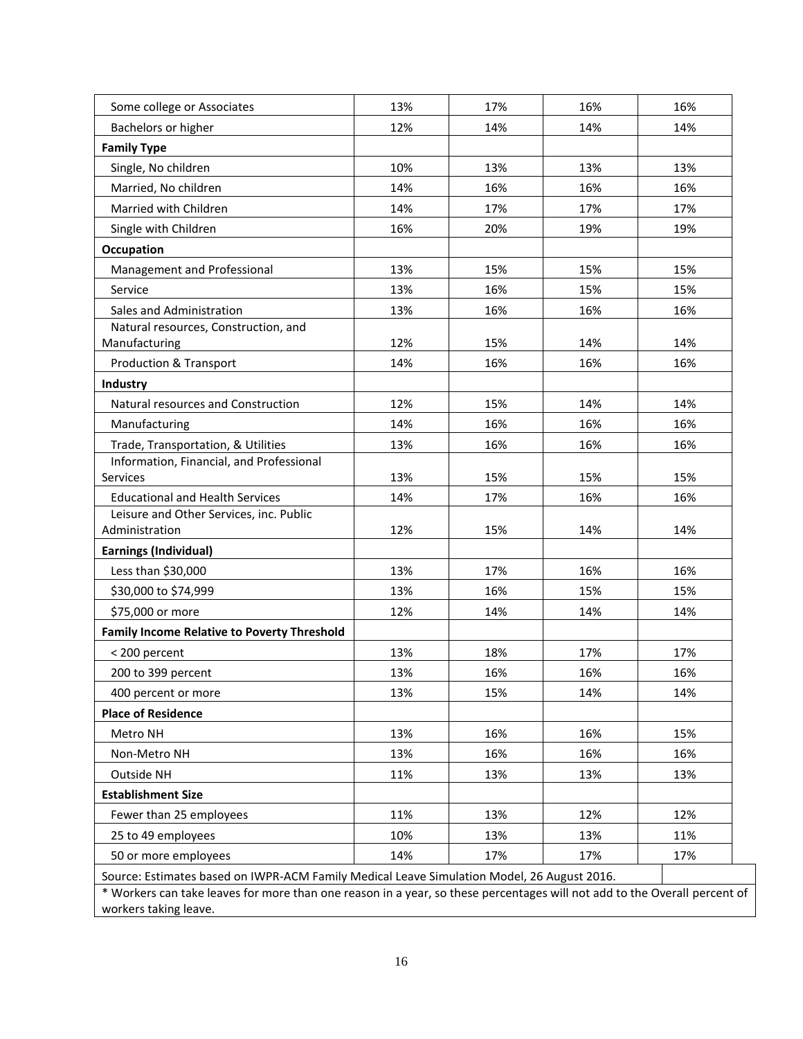| | | | | |
|---|---|---|---|---|
| Some college or Associates | 13% | 17% | 16% | 16% |
| Bachelors or higher | 12% | 14% | 14% | 14% |
| **Family Type** | | | | |
| Single, No children | 10% | 13% | 13% | 13% |
| Married, No children | 14% | 16% | 16% | 16% |
| Married with Children | 14% | 17% | 17% | 17% |
| Single with Children | 16% | 20% | 19% | 19% |
| **Occupation** | | | | |
| Management and Professional | 13% | 15% | 15% | 15% |
| Service | 13% | 16% | 15% | 15% |
| Sales and Administration | 13% | 16% | 16% | 16% |
| Natural resources, Construction, and Manufacturing | 12% | 15% | 14% | 14% |
| Production & Transport | 14% | 16% | 16% | 16% |
| **Industry** | | | | |
| Natural resources and Construction | 12% | 15% | 14% | 14% |
| Manufacturing | 14% | 16% | 16% | 16% |
| Trade, Transportation, & Utilities | 13% | 16% | 16% | 16% |
| Information, Financial, and Professional Services | 13% | 15% | 15% | 15% |
| Educational and Health Services | 14% | 17% | 16% | 16% |
| Leisure and Other Services, inc. Public Administration | 12% | 15% | 14% | 14% |
| **Earnings (Individual)** | | | | |
| Less than $30,000 | 13% | 17% | 16% | 16% |
| $30,000 to $74,999 | 13% | 16% | 15% | 15% |
| $75,000 or more | 12% | 14% | 14% | 14% |
| **Family Income Relative to Poverty Threshold** | | | | |
| < 200 percent | 13% | 18% | 17% | 17% |
| 200 to 399 percent | 13% | 16% | 16% | 16% |
| 400 percent or more | 13% | 15% | 14% | 14% |
| **Place of Residence** | | | | |
| Metro NH | 13% | 16% | 16% | 15% |
| Non-Metro NH | 13% | 16% | 16% | 16% |
| Outside NH | 11% | 13% | 13% | 13% |
| **Establishment Size** | | | | |
| Fewer than 25 employees | 11% | 13% | 12% | 12% |
| 25 to 49 employees | 10% | 13% | 13% | 11% |
| 50 or more employees | 14% | 17% | 17% | 17% |

Source: Estimates based on IWPR-ACM Family Medical Leave Simulation Model, 26 August 2016.

* Workers can take leaves for more than one reason in a year, so these percentages will not add to the Overall percent of workers taking leave.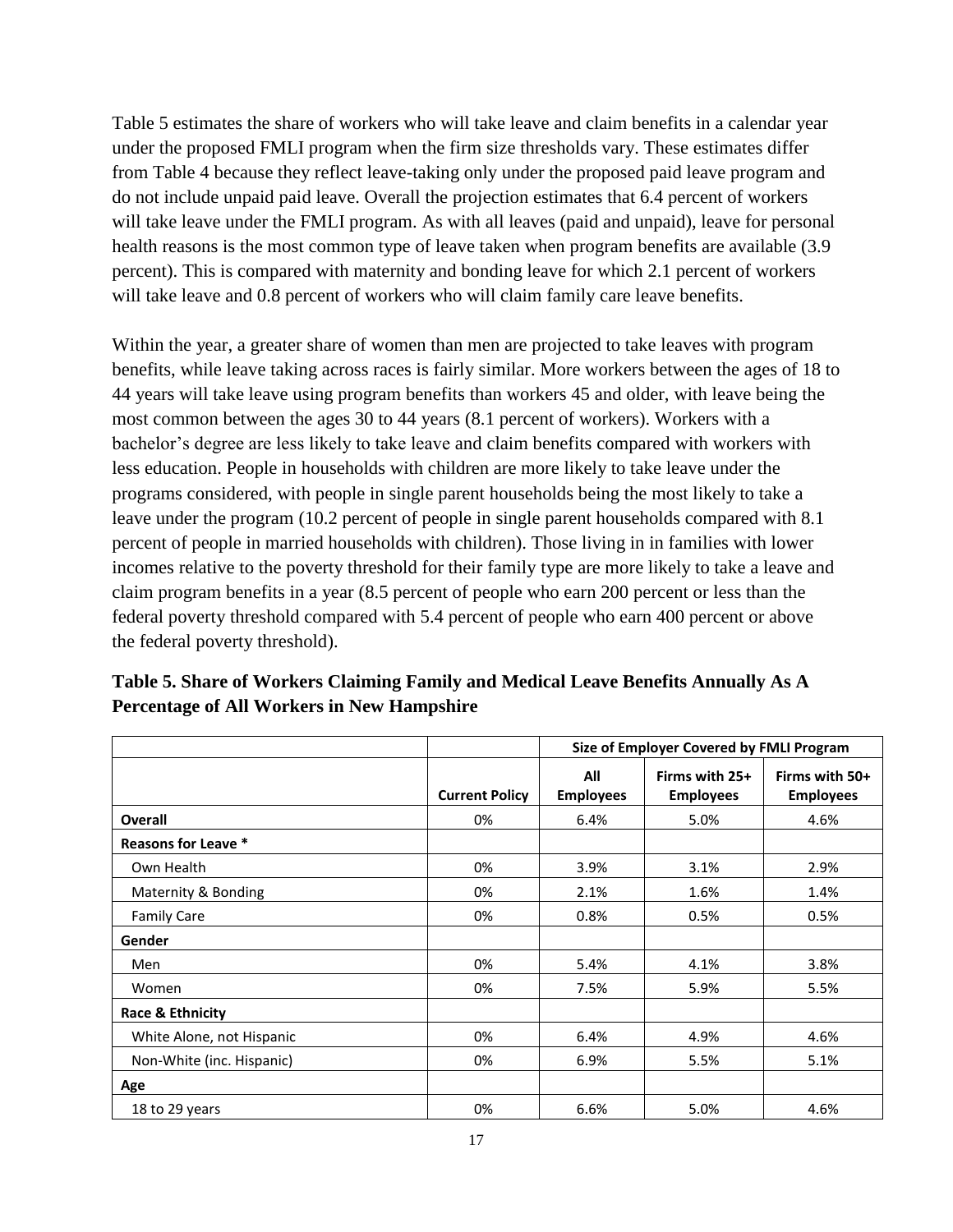Table 5 estimates the share of workers who will take leave and claim benefits in a calendar year under the proposed FMLI program when the firm size thresholds vary. These estimates differ from Table 4 because they reflect leave-taking only under the proposed paid leave program and do not include unpaid paid leave. Overall the projection estimates that 6.4 percent of workers will take leave under the FMLI program. As with all leaves (paid and unpaid), leave for personal health reasons is the most common type of leave taken when program benefits are available (3.9 percent). This is compared with maternity and bonding leave for which 2.1 percent of workers will take leave and 0.8 percent of workers who will claim family care leave benefits.

Within the year, a greater share of women than men are projected to take leaves with program benefits, while leave taking across races is fairly similar. More workers between the ages of 18 to 44 years will take leave using program benefits than workers 45 and older, with leave being the most common between the ages 30 to 44 years (8.1 percent of workers). Workers with a bachelor's degree are less likely to take leave and claim benefits compared with workers with less education. People in households with children are more likely to take leave under the programs considered, with people in single parent households being the most likely to take a leave under the program (10.2 percent of people in single parent households compared with 8.1 percent of people in married households with children). Those living in in families with lower incomes relative to the poverty threshold for their family type are more likely to take a leave and claim program benefits in a year (8.5 percent of people who earn 200 percent or less than the federal poverty threshold compared with 5.4 percent of people who earn 400 percent or above the federal poverty threshold).

**Table 5. Share of Workers Claiming Family and Medical Leave Benefits Annually As A Percentage of All Workers in New Hampshire**

| | | Size of Employer Covered by FMLI Program | | |
|---|---|---|---|---|
| | **Current Policy** | **All Employees** | **Firms with 25+ Employees** | **Firms with 50+ Employees** |
| **Overall** | 0% | 6.4% | 5.0% | 4.6% |
| **Reasons for Leave *** | | | | |
| Own Health | 0% | 3.9% | 3.1% | 2.9% |
| Maternity & Bonding | 0% | 2.1% | 1.6% | 1.4% |
| Family Care | 0% | 0.8% | 0.5% | 0.5% |
| **Gender** | | | | |
| Men | 0% | 5.4% | 4.1% | 3.8% |
| Women | 0% | 7.5% | 5.9% | 5.5% |
| **Race & Ethnicity** | | | | |
| White Alone, not Hispanic | 0% | 6.4% | 4.9% | 4.6% |
| Non-White (inc. Hispanic) | 0% | 6.9% | 5.5% | 5.1% |
| **Age** | | | | |
| 18 to 29 years | 0% | 6.6% | 5.0% | 4.6% |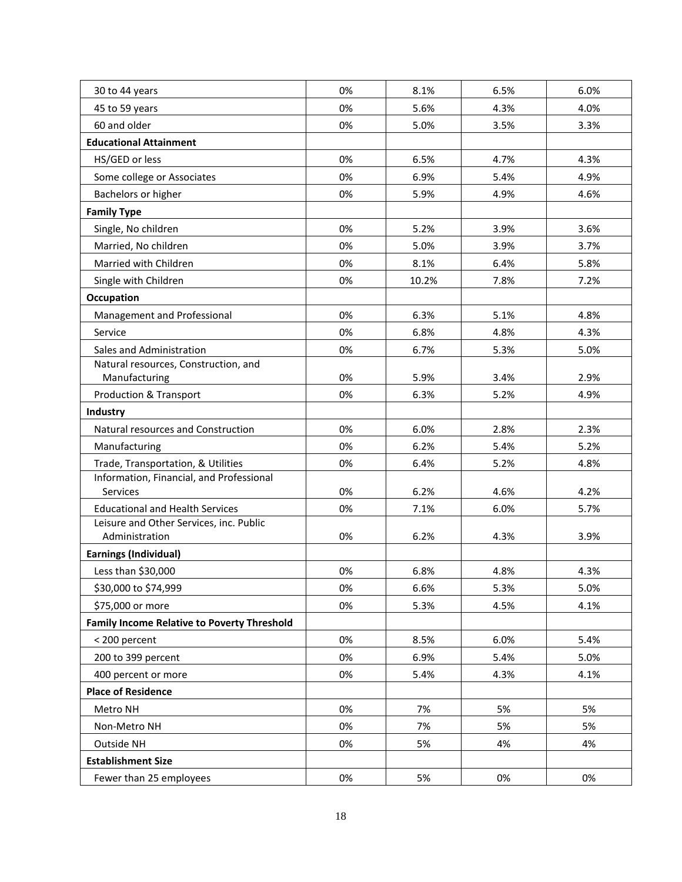| | | | | |
|---|---|---|---|---|
| 30 to 44 years | 0% | 8.1% | 6.5% | 6.0% |
| 45 to 59 years | 0% | 5.6% | 4.3% | 4.0% |
| 60 and older | 0% | 5.0% | 3.5% | 3.3% |
| **Educational Attainment** | | | | |
| HS/GED or less | 0% | 6.5% | 4.7% | 4.3% |
| Some college or Associates | 0% | 6.9% | 5.4% | 4.9% |
| Bachelors or higher | 0% | 5.9% | 4.9% | 4.6% |
| **Family Type** | | | | |
| Single, No children | 0% | 5.2% | 3.9% | 3.6% |
| Married, No children | 0% | 5.0% | 3.9% | 3.7% |
| Married with Children | 0% | 8.1% | 6.4% | 5.8% |
| Single with Children | 0% | 10.2% | 7.8% | 7.2% |
| **Occupation** | | | | |
| Management and Professional | 0% | 6.3% | 5.1% | 4.8% |
| Service | 0% | 6.8% | 4.8% | 4.3% |
| Sales and Administration | 0% | 6.7% | 5.3% | 5.0% |
| Natural resources, Construction, and Manufacturing | 0% | 5.9% | 3.4% | 2.9% |
| Production & Transport | 0% | 6.3% | 5.2% | 4.9% |
| **Industry** | | | | |
| Natural resources and Construction | 0% | 6.0% | 2.8% | 2.3% |
| Manufacturing | 0% | 6.2% | 5.4% | 5.2% |
| Trade, Transportation, & Utilities | 0% | 6.4% | 5.2% | 4.8% |
| Information, Financial, and Professional Services | 0% | 6.2% | 4.6% | 4.2% |
| Educational and Health Services | 0% | 7.1% | 6.0% | 5.7% |
| Leisure and Other Services, inc. Public Administration | 0% | 6.2% | 4.3% | 3.9% |
| **Earnings (Individual)** | | | | |
| Less than $30,000 | 0% | 6.8% | 4.8% | 4.3% |
| $30,000 to $74,999 | 0% | 6.6% | 5.3% | 5.0% |
| $75,000 or more | 0% | 5.3% | 4.5% | 4.1% |
| **Family Income Relative to Poverty Threshold** | | | | |
| < 200 percent | 0% | 8.5% | 6.0% | 5.4% |
| 200 to 399 percent | 0% | 6.9% | 5.4% | 5.0% |
| 400 percent or more | 0% | 5.4% | 4.3% | 4.1% |
| **Place of Residence** | | | | |
| Metro NH | 0% | 7% | 5% | 5% |
| Non-Metro NH | 0% | 7% | 5% | 5% |
| Outside NH | 0% | 5% | 4% | 4% |
| **Establishment Size** | | | | |
| Fewer than 25 employees | 0% | 5% | 0% | 0% |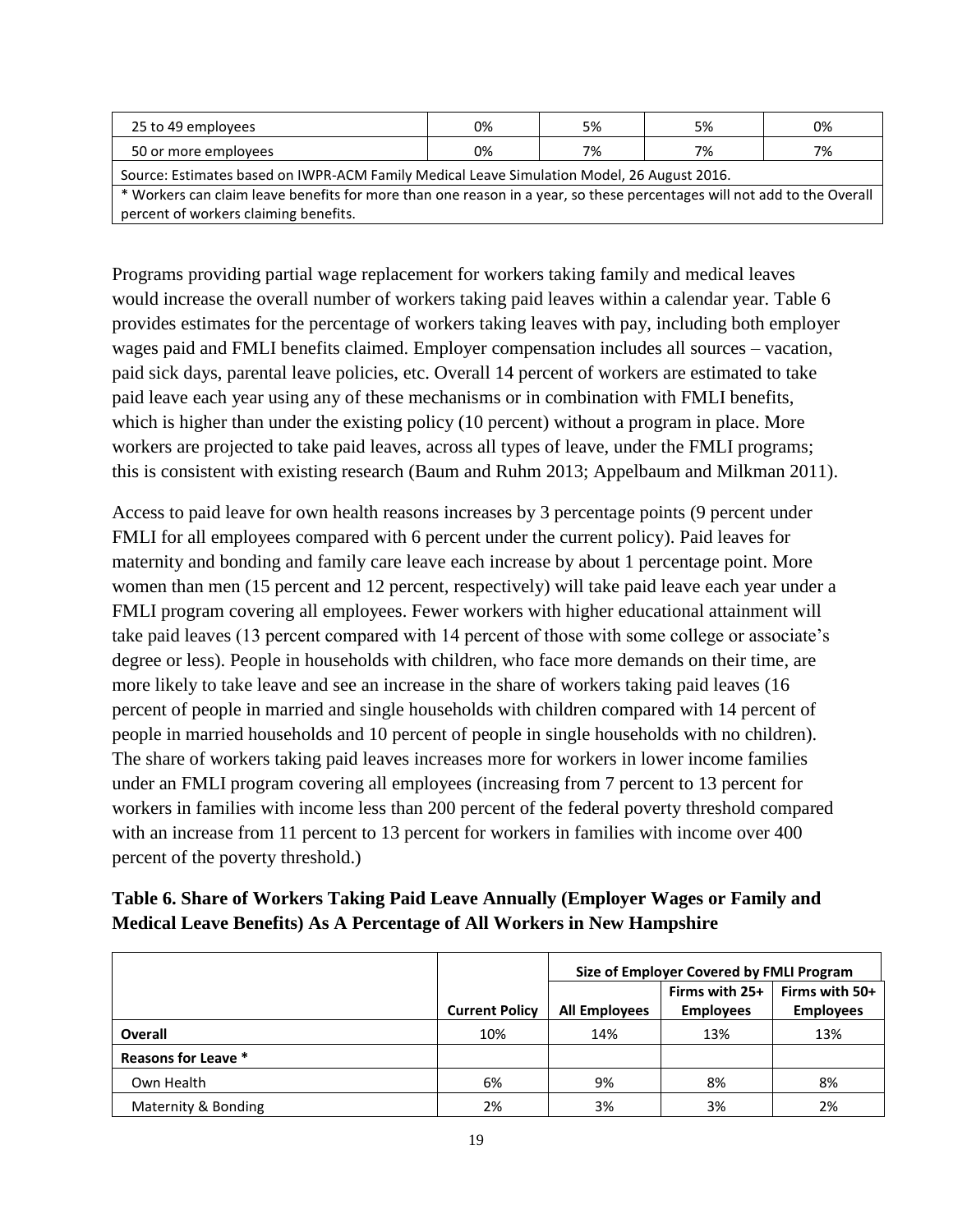| | | | | |
|---|---|---|---|---|
| 25 to 49 employees | 0% | 5% | 5% | 0% |
| 50 or more employees | 0% | 7% | 7% | 7% |

Source: Estimates based on IWPR-ACM Family Medical Leave Simulation Model, 26 August 2016.

* Workers can claim leave benefits for more than one reason in a year, so these percentages will not add to the Overall percent of workers claiming benefits.

Programs providing partial wage replacement for workers taking family and medical leaves would increase the overall number of workers taking paid leaves within a calendar year. Table 6 provides estimates for the percentage of workers taking leaves with pay, including both employer wages paid and FMLI benefits claimed. Employer compensation includes all sources – vacation, paid sick days, parental leave policies, etc. Overall 14 percent of workers are estimated to take paid leave each year using any of these mechanisms or in combination with FMLI benefits, which is higher than under the existing policy (10 percent) without a program in place. More workers are projected to take paid leaves, across all types of leave, under the FMLI programs; this is consistent with existing research (Baum and Ruhm 2013; Appelbaum and Milkman 2011).

Access to paid leave for own health reasons increases by 3 percentage points (9 percent under FMLI for all employees compared with 6 percent under the current policy). Paid leaves for maternity and bonding and family care leave each increase by about 1 percentage point. More women than men (15 percent and 12 percent, respectively) will take paid leave each year under a FMLI program covering all employees. Fewer workers with higher educational attainment will take paid leaves (13 percent compared with 14 percent of those with some college or associate's degree or less). People in households with children, who face more demands on their time, are more likely to take leave and see an increase in the share of workers taking paid leaves (16 percent of people in married and single households with children compared with 14 percent of people in married households and 10 percent of people in single households with no children). The share of workers taking paid leaves increases more for workers in lower income families under an FMLI program covering all employees (increasing from 7 percent to 13 percent for workers in families with income less than 200 percent of the federal poverty threshold compared with an increase from 11 percent to 13 percent for workers in families with income over 400 percent of the poverty threshold.)

**Table 6. Share of Workers Taking Paid Leave Annually (Employer Wages or Family and Medical Leave Benefits) As A Percentage of All Workers in New Hampshire**

| | | Size of Employer Covered by FMLI Program | | |
|---|---|---|---|---|
| | **Current Policy** | **All Employees** | **Firms with 25+ Employees** | **Firms with 50+ Employees** |
| **Overall** | 10% | 14% | 13% | 13% |
| **Reasons for Leave *** | | | | |
| Own Health | 6% | 9% | 8% | 8% |
| Maternity & Bonding | 2% | 3% | 3% | 2% |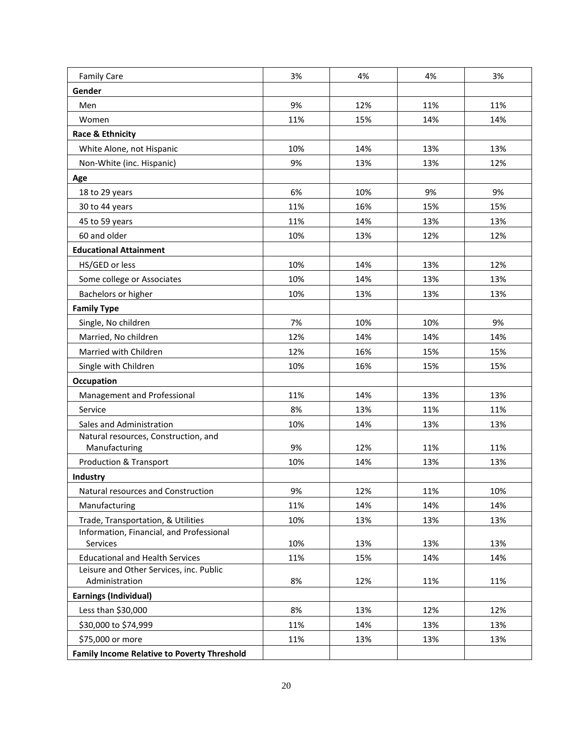| | | | | |
|---|---|---|---|---|
| Family Care | 3% | 4% | 4% | 3% |
| **Gender** | | | | |
| Men | 9% | 12% | 11% | 11% |
| Women | 11% | 15% | 14% | 14% |
| **Race & Ethnicity** | | | | |
| White Alone, not Hispanic | 10% | 14% | 13% | 13% |
| Non-White (inc. Hispanic) | 9% | 13% | 13% | 12% |
| **Age** | | | | |
| 18 to 29 years | 6% | 10% | 9% | 9% |
| 30 to 44 years | 11% | 16% | 15% | 15% |
| 45 to 59 years | 11% | 14% | 13% | 13% |
| 60 and older | 10% | 13% | 12% | 12% |
| **Educational Attainment** | | | | |
| HS/GED or less | 10% | 14% | 13% | 12% |
| Some college or Associates | 10% | 14% | 13% | 13% |
| Bachelors or higher | 10% | 13% | 13% | 13% |
| **Family Type** | | | | |
| Single, No children | 7% | 10% | 10% | 9% |
| Married, No children | 12% | 14% | 14% | 14% |
| Married with Children | 12% | 16% | 15% | 15% |
| Single with Children | 10% | 16% | 15% | 15% |
| **Occupation** | | | | |
| Management and Professional | 11% | 14% | 13% | 13% |
| Service | 8% | 13% | 11% | 11% |
| Sales and Administration | 10% | 14% | 13% | 13% |
| Natural resources, Construction, and Manufacturing | 9% | 12% | 11% | 11% |
| Production & Transport | 10% | 14% | 13% | 13% |
| **Industry** | | | | |
| Natural resources and Construction | 9% | 12% | 11% | 10% |
| Manufacturing | 11% | 14% | 14% | 14% |
| Trade, Transportation, & Utilities | 10% | 13% | 13% | 13% |
| Information, Financial, and Professional Services | 10% | 13% | 13% | 13% |
| Educational and Health Services | 11% | 15% | 14% | 14% |
| Leisure and Other Services, inc. Public Administration | 8% | 12% | 11% | 11% |
| **Earnings (Individual)** | | | | |
| Less than $30,000 | 8% | 13% | 12% | 12% |
| $30,000 to $74,999 | 11% | 14% | 13% | 13% |
| $75,000 or more | 11% | 13% | 13% | 13% |
| **Family Income Relative to Poverty Threshold** | | | | |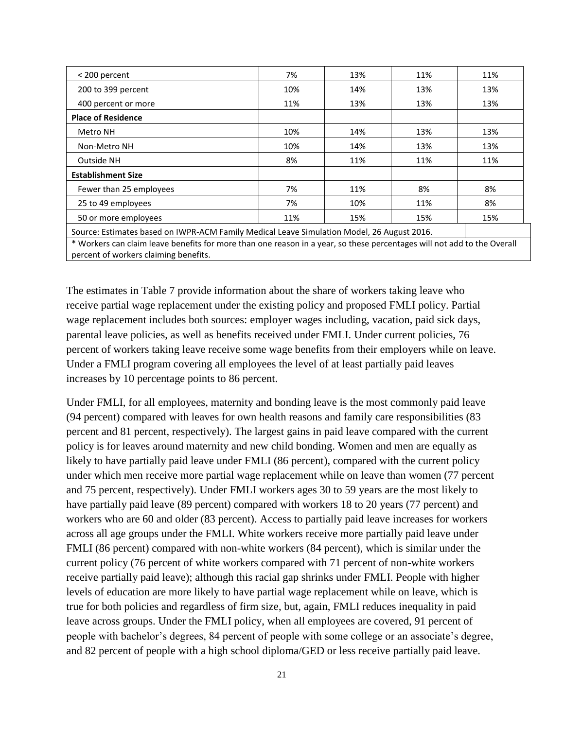| | | | | |
|---|---|---|---|---|
| < 200 percent | 7% | 13% | 11% | 11% |
| 200 to 399 percent | 10% | 14% | 13% | 13% |
| 400 percent or more | 11% | 13% | 13% | 13% |
| **Place of Residence** | | | | |
| Metro NH | 10% | 14% | 13% | 13% |
| Non-Metro NH | 10% | 14% | 13% | 13% |
| Outside NH | 8% | 11% | 11% | 11% |
| **Establishment Size** | | | | |
| Fewer than 25 employees | 7% | 11% | 8% | 8% |
| 25 to 49 employees | 7% | 10% | 11% | 8% |
| 50 or more employees | 11% | 15% | 15% | 15% |

Source: Estimates based on IWPR-ACM Family Medical Leave Simulation Model, 26 August 2016.

* Workers can claim leave benefits for more than one reason in a year, so these percentages will not add to the Overall percent of workers claiming benefits.

The estimates in Table 7 provide information about the share of workers taking leave who receive partial wage replacement under the existing policy and proposed FMLI policy. Partial wage replacement includes both sources: employer wages including, vacation, paid sick days, parental leave policies, as well as benefits received under FMLI. Under current policies, 76 percent of workers taking leave receive some wage benefits from their employers while on leave. Under a FMLI program covering all employees the level of at least partially paid leaves increases by 10 percentage points to 86 percent.

Under FMLI, for all employees, maternity and bonding leave is the most commonly paid leave (94 percent) compared with leaves for own health reasons and family care responsibilities (83 percent and 81 percent, respectively). The largest gains in paid leave compared with the current policy is for leaves around maternity and new child bonding. Women and men are equally as likely to have partially paid leave under FMLI (86 percent), compared with the current policy under which men receive more partial wage replacement while on leave than women (77 percent and 75 percent, respectively). Under FMLI workers ages 30 to 59 years are the most likely to have partially paid leave (89 percent) compared with workers 18 to 20 years (77 percent) and workers who are 60 and older (83 percent). Access to partially paid leave increases for workers across all age groups under the FMLI. White workers receive more partially paid leave under FMLI (86 percent) compared with non-white workers (84 percent), which is similar under the current policy (76 percent of white workers compared with 71 percent of non-white workers receive partially paid leave); although this racial gap shrinks under FMLI. People with higher levels of education are more likely to have partial wage replacement while on leave, which is true for both policies and regardless of firm size, but, again, FMLI reduces inequality in paid leave across groups. Under the FMLI policy, when all employees are covered, 91 percent of people with bachelor's degrees, 84 percent of people with some college or an associate's degree, and 82 percent of people with a high school diploma/GED or less receive partially paid leave.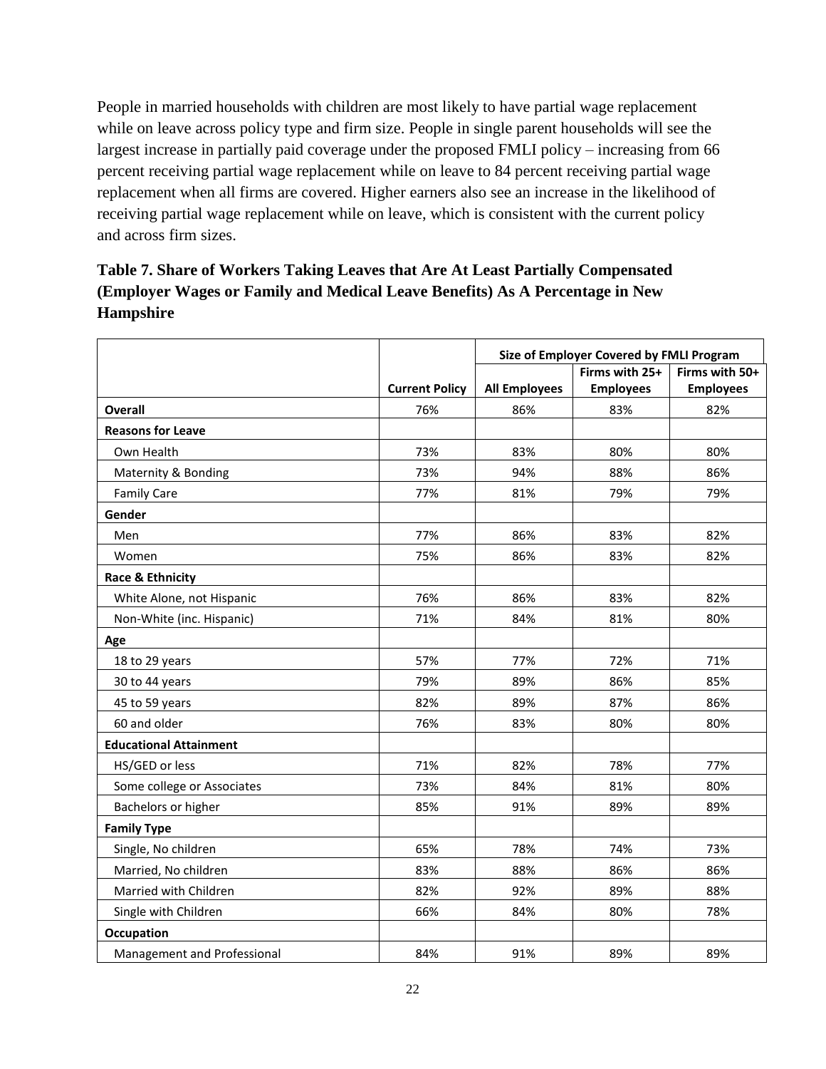People in married households with children are most likely to have partial wage replacement while on leave across policy type and firm size. People in single parent households will see the largest increase in partially paid coverage under the proposed FMLI policy – increasing from 66 percent receiving partial wage replacement while on leave to 84 percent receiving partial wage replacement when all firms are covered. Higher earners also see an increase in the likelihood of receiving partial wage replacement while on leave, which is consistent with the current policy and across firm sizes.

### Table 7. Share of Workers Taking Leaves that Are At Least Partially Compensated (Employer Wages or Family and Medical Leave Benefits) As A Percentage in New Hampshire

| | | Size of Employer Covered by FMLI Program | | |
|---|---|---|---|---|
| | Current Policy | All Employees | Firms with 25+ Employees | Firms with 50+ Employees |
| **Overall** | 76% | 86% | 83% | 82% |
| **Reasons for Leave** | | | | |
| Own Health | 73% | 83% | 80% | 80% |
| Maternity & Bonding | 73% | 94% | 88% | 86% |
| Family Care | 77% | 81% | 79% | 79% |
| **Gender** | | | | |
| Men | 77% | 86% | 83% | 82% |
| Women | 75% | 86% | 83% | 82% |
| **Race & Ethnicity** | | | | |
| White Alone, not Hispanic | 76% | 86% | 83% | 82% |
| Non-White (inc. Hispanic) | 71% | 84% | 81% | 80% |
| **Age** | | | | |
| 18 to 29 years | 57% | 77% | 72% | 71% |
| 30 to 44 years | 79% | 89% | 86% | 85% |
| 45 to 59 years | 82% | 89% | 87% | 86% |
| 60 and older | 76% | 83% | 80% | 80% |
| **Educational Attainment** | | | | |
| HS/GED or less | 71% | 82% | 78% | 77% |
| Some college or Associates | 73% | 84% | 81% | 80% |
| Bachelors or higher | 85% | 91% | 89% | 89% |
| **Family Type** | | | | |
| Single, No children | 65% | 78% | 74% | 73% |
| Married, No children | 83% | 88% | 86% | 86% |
| Married with Children | 82% | 92% | 89% | 88% |
| Single with Children | 66% | 84% | 80% | 78% |
| **Occupation** | | | | |
| Management and Professional | 84% | 91% | 89% | 89% |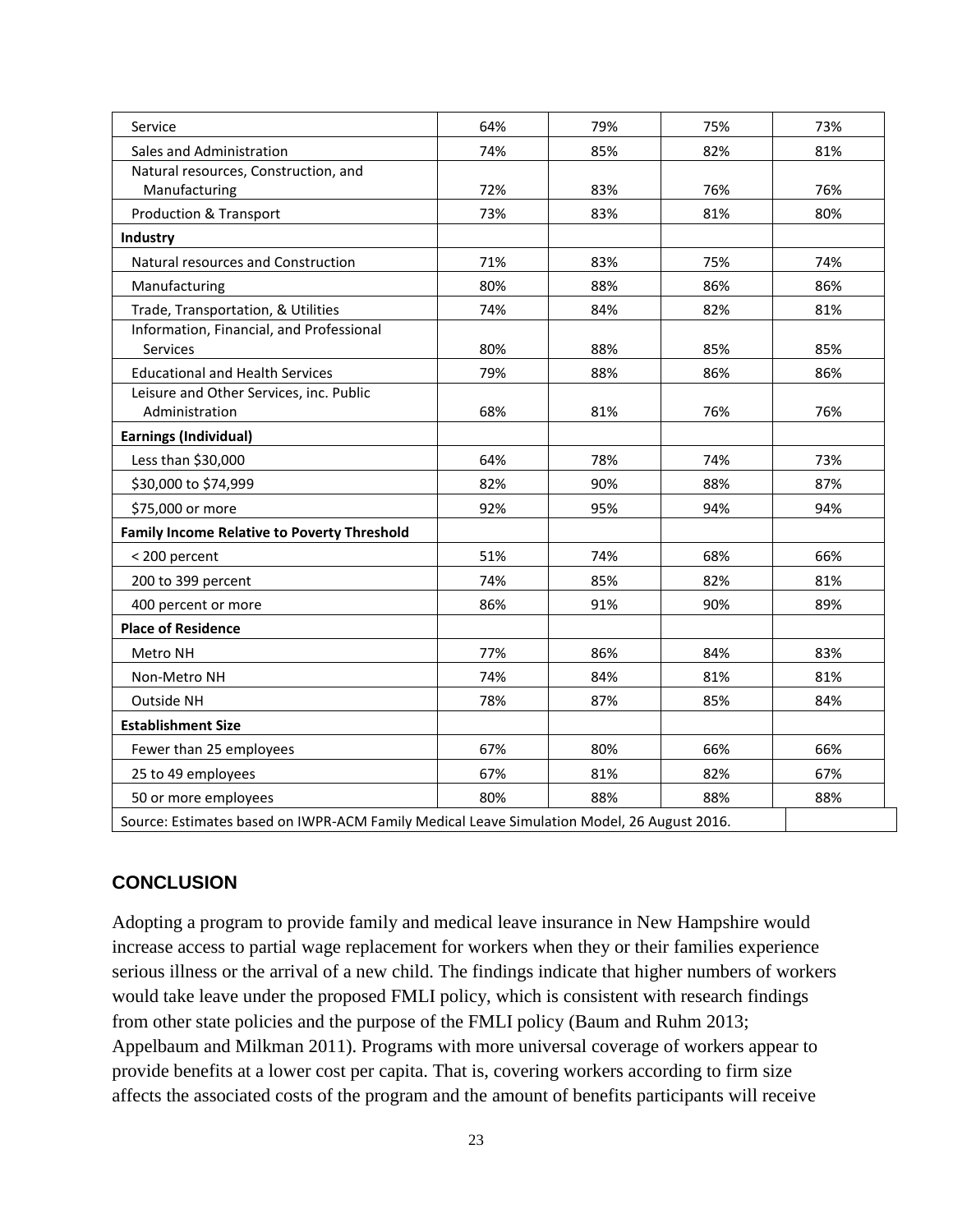| | | | | |
|---|---|---|---|---|
| Service | 64% | 79% | 75% | 73% |
| Sales and Administration | 74% | 85% | 82% | 81% |
| Natural resources, Construction, and Manufacturing | 72% | 83% | 76% | 76% |
| Production & Transport | 73% | 83% | 81% | 80% |
| **Industry** | | | | |
| Natural resources and Construction | 71% | 83% | 75% | 74% |
| Manufacturing | 80% | 88% | 86% | 86% |
| Trade, Transportation, & Utilities | 74% | 84% | 82% | 81% |
| Information, Financial, and Professional Services | 80% | 88% | 85% | 85% |
| Educational and Health Services | 79% | 88% | 86% | 86% |
| Leisure and Other Services, inc. Public Administration | 68% | 81% | 76% | 76% |
| **Earnings (Individual)** | | | | |
| Less than $30,000 | 64% | 78% | 74% | 73% |
| $30,000 to $74,999 | 82% | 90% | 88% | 87% |
| $75,000 or more | 92% | 95% | 94% | 94% |
| **Family Income Relative to Poverty Threshold** | | | | |
| < 200 percent | 51% | 74% | 68% | 66% |
| 200 to 399 percent | 74% | 85% | 82% | 81% |
| 400 percent or more | 86% | 91% | 90% | 89% |
| **Place of Residence** | | | | |
| Metro NH | 77% | 86% | 84% | 83% |
| Non-Metro NH | 74% | 84% | 81% | 81% |
| Outside NH | 78% | 87% | 85% | 84% |
| **Establishment Size** | | | | |
| Fewer than 25 employees | 67% | 80% | 66% | 66% |
| 25 to 49 employees | 67% | 81% | 82% | 67% |
| 50 or more employees | 80% | 88% | 88% | 88% |

Source: Estimates based on IWPR-ACM Family Medical Leave Simulation Model, 26 August 2016.

## CONCLUSION

Adopting a program to provide family and medical leave insurance in New Hampshire would increase access to partial wage replacement for workers when they or their families experience serious illness or the arrival of a new child. The findings indicate that higher numbers of workers would take leave under the proposed FMLI policy, which is consistent with research findings from other state policies and the purpose of the FMLI policy (Baum and Ruhm 2013; Appelbaum and Milkman 2011). Programs with more universal coverage of workers appear to provide benefits at a lower cost per capita. That is, covering workers according to firm size affects the associated costs of the program and the amount of benefits participants will receive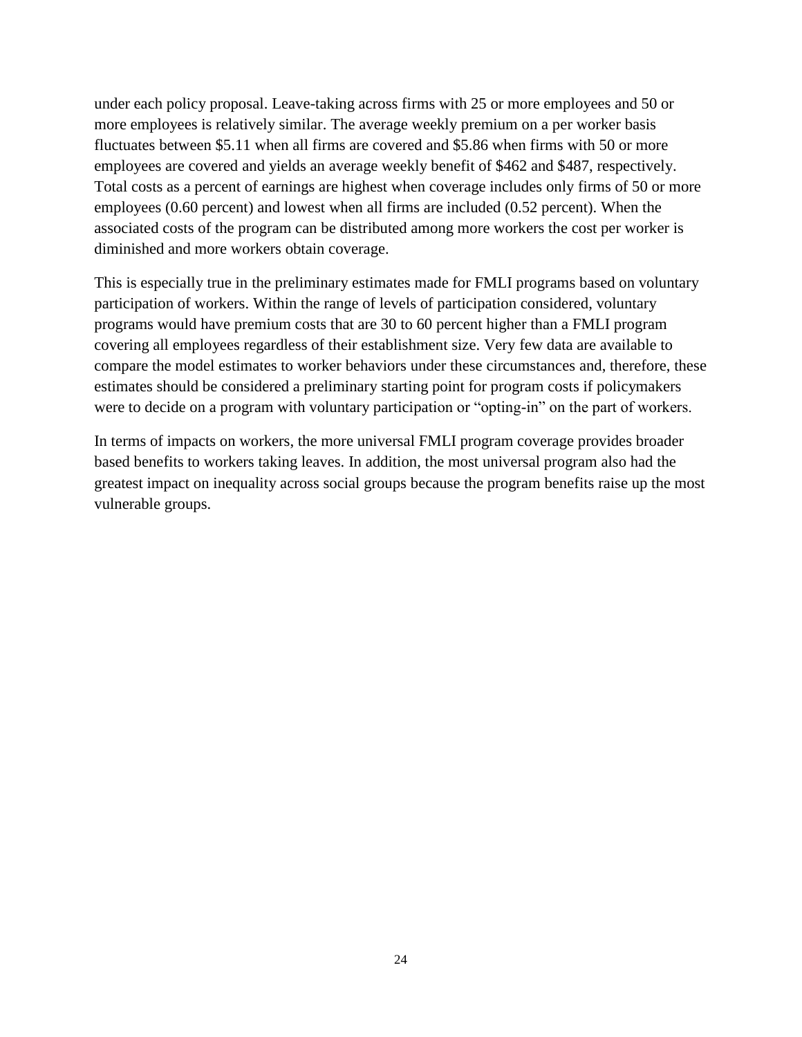under each policy proposal. Leave-taking across firms with 25 or more employees and 50 or more employees is relatively similar. The average weekly premium on a per worker basis fluctuates between $5.11 when all firms are covered and $5.86 when firms with 50 or more employees are covered and yields an average weekly benefit of $462 and $487, respectively. Total costs as a percent of earnings are highest when coverage includes only firms of 50 or more employees (0.60 percent) and lowest when all firms are included (0.52 percent). When the associated costs of the program can be distributed among more workers the cost per worker is diminished and more workers obtain coverage.

This is especially true in the preliminary estimates made for FMLI programs based on voluntary participation of workers. Within the range of levels of participation considered, voluntary programs would have premium costs that are 30 to 60 percent higher than a FMLI program covering all employees regardless of their establishment size. Very few data are available to compare the model estimates to worker behaviors under these circumstances and, therefore, these estimates should be considered a preliminary starting point for program costs if policymakers were to decide on a program with voluntary participation or "opting-in" on the part of workers.

In terms of impacts on workers, the more universal FMLI program coverage provides broader based benefits to workers taking leaves. In addition, the most universal program also had the greatest impact on inequality across social groups because the program benefits raise up the most vulnerable groups.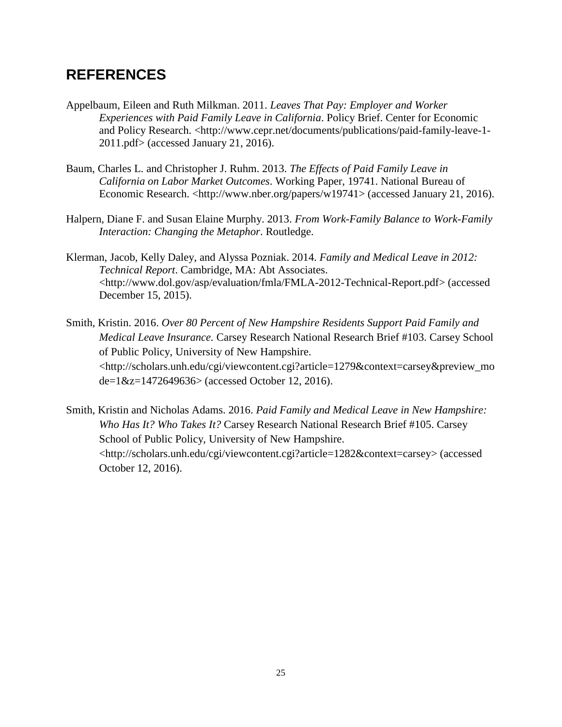## REFERENCES

Appelbaum, Eileen and Ruth Milkman. 2011. *Leaves That Pay: Employer and Worker Experiences with Paid Family Leave in California*. Policy Brief. Center for Economic and Policy Research. <http://www.cepr.net/documents/publications/paid-family-leave-1-2011.pdf> (accessed January 21, 2016).

Baum, Charles L. and Christopher J. Ruhm. 2013. *The Effects of Paid Family Leave in California on Labor Market Outcomes*. Working Paper, 19741. National Bureau of Economic Research. <http://www.nber.org/papers/w19741> (accessed January 21, 2016).

Halpern, Diane F. and Susan Elaine Murphy. 2013. *From Work-Family Balance to Work-Family Interaction: Changing the Metaphor*. Routledge.

Klerman, Jacob, Kelly Daley, and Alyssa Pozniak. 2014. *Family and Medical Leave in 2012: Technical Report*. Cambridge, MA: Abt Associates. <http://www.dol.gov/asp/evaluation/fmla/FMLA-2012-Technical-Report.pdf> (accessed December 15, 2015).

Smith, Kristin. 2016. *Over 80 Percent of New Hampshire Residents Support Paid Family and Medical Leave Insurance.* Carsey Research National Research Brief #103. Carsey School of Public Policy, University of New Hampshire. <http://scholars.unh.edu/cgi/viewcontent.cgi?article=1279&context=carsey&preview_mode=1&z=1472649636> (accessed October 12, 2016).

Smith, Kristin and Nicholas Adams. 2016. *Paid Family and Medical Leave in New Hampshire: Who Has It? Who Takes It?* Carsey Research National Research Brief #105. Carsey School of Public Policy, University of New Hampshire. <http://scholars.unh.edu/cgi/viewcontent.cgi?article=1282&context=carsey> (accessed October 12, 2016).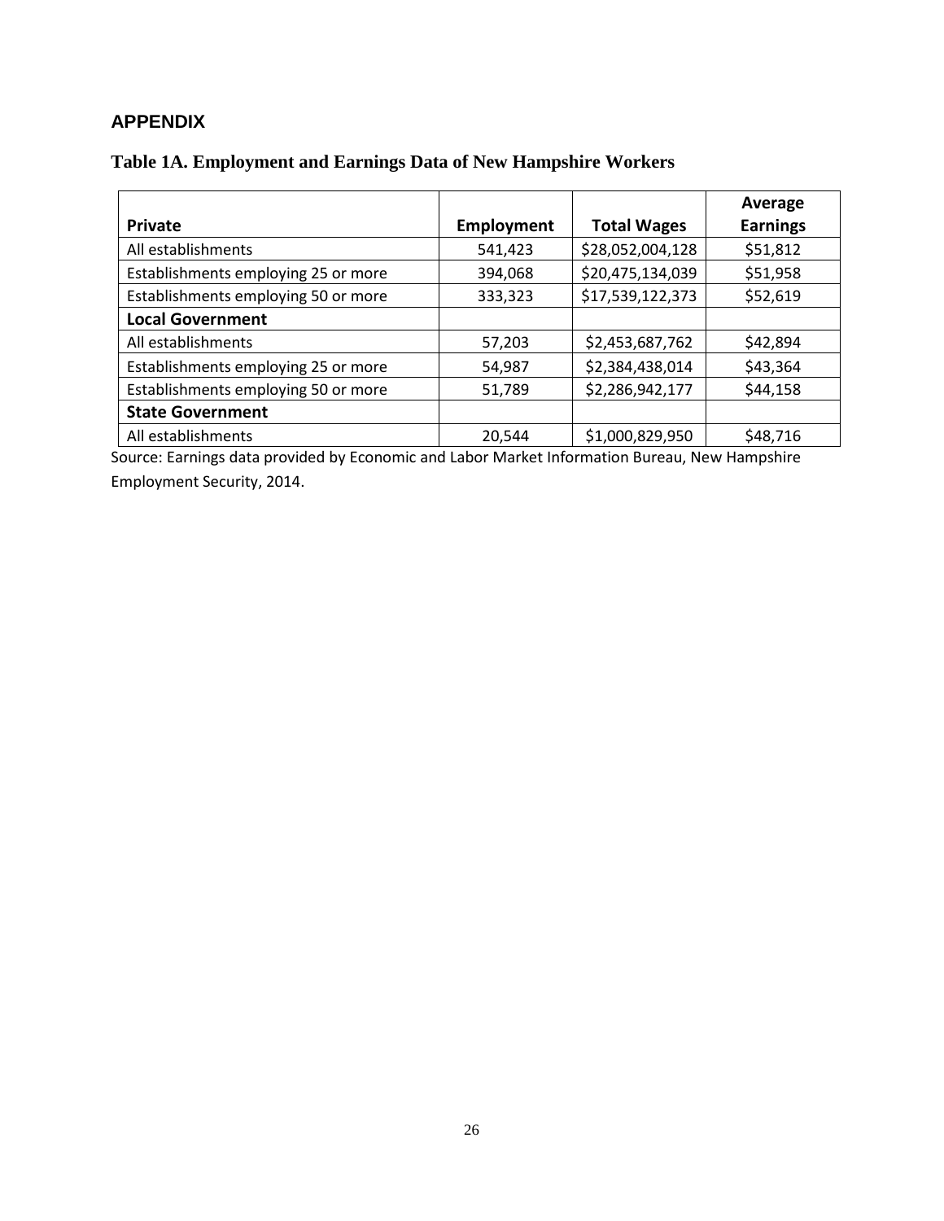## APPENDIX

### Table 1A. Employment and Earnings Data of New Hampshire Workers

| **Private** | **Employment** | **Total Wages** | **Average Earnings** |
|---|---|---|---|
| All establishments | 541,423 | $28,052,004,128 | $51,812 |
| Establishments employing 25 or more | 394,068 | $20,475,134,039 | $51,958 |
| Establishments employing 50 or more | 333,323 | $17,539,122,373 | $52,619 |
| **Local Government** | | | |
| All establishments | 57,203 | $2,453,687,762 | $42,894 |
| Establishments employing 25 or more | 54,987 | $2,384,438,014 | $43,364 |
| Establishments employing 50 or more | 51,789 | $2,286,942,177 | $44,158 |
| **State Government** | | | |
| All establishments | 20,544 | $1,000,829,950 | $48,716 |

Source: Earnings data provided by Economic and Labor Market Information Bureau, New Hampshire Employment Security, 2014.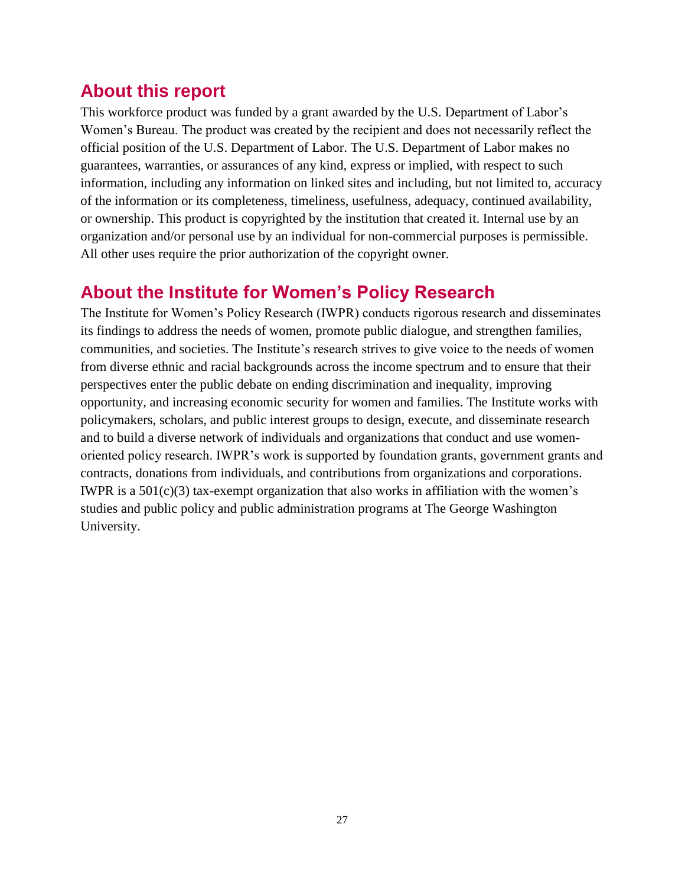## About this report

This workforce product was funded by a grant awarded by the U.S. Department of Labor's Women's Bureau. The product was created by the recipient and does not necessarily reflect the official position of the U.S. Department of Labor. The U.S. Department of Labor makes no guarantees, warranties, or assurances of any kind, express or implied, with respect to such information, including any information on linked sites and including, but not limited to, accuracy of the information or its completeness, timeliness, usefulness, adequacy, continued availability, or ownership. This product is copyrighted by the institution that created it. Internal use by an organization and/or personal use by an individual for non-commercial purposes is permissible. All other uses require the prior authorization of the copyright owner.

## About the Institute for Women's Policy Research

The Institute for Women's Policy Research (IWPR) conducts rigorous research and disseminates its findings to address the needs of women, promote public dialogue, and strengthen families, communities, and societies. The Institute's research strives to give voice to the needs of women from diverse ethnic and racial backgrounds across the income spectrum and to ensure that their perspectives enter the public debate on ending discrimination and inequality, improving opportunity, and increasing economic security for women and families. The Institute works with policymakers, scholars, and public interest groups to design, execute, and disseminate research and to build a diverse network of individuals and organizations that conduct and use women-oriented policy research. IWPR's work is supported by foundation grants, government grants and contracts, donations from individuals, and contributions from organizations and corporations. IWPR is a 501(c)(3) tax-exempt organization that also works in affiliation with the women's studies and public policy and public administration programs at The George Washington University.